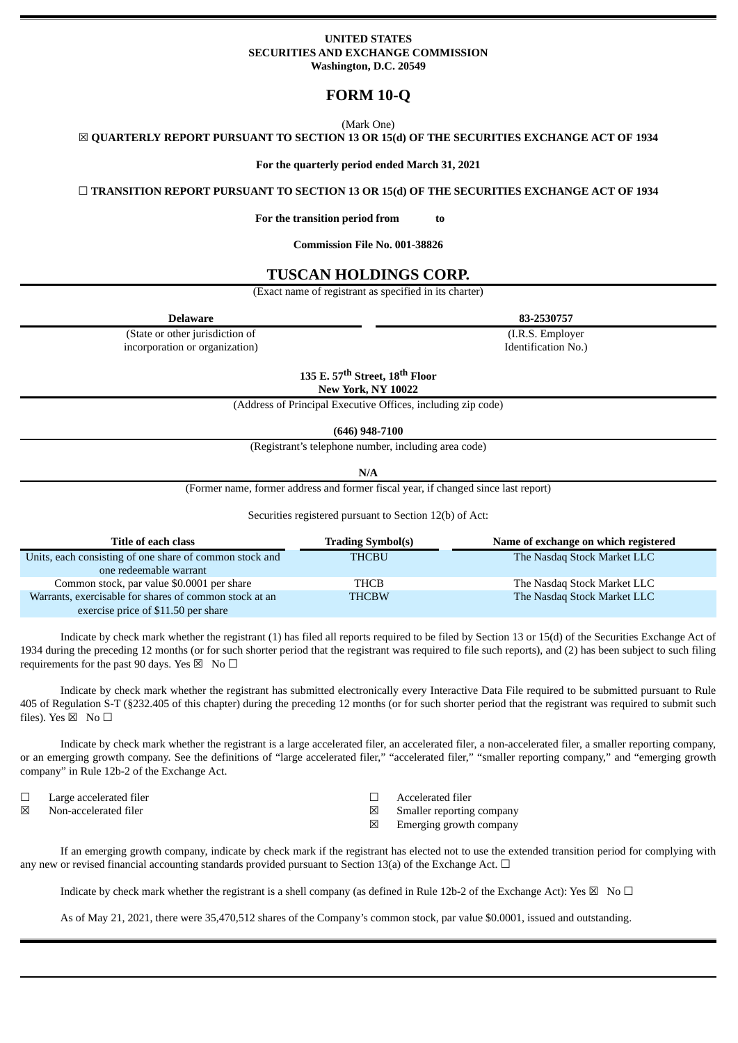**UNITED STATES**
**SECURITIES AND EXCHANGE COMMISSION**
**Washington, D.C. 20549**

# FORM 10-Q

(Mark One)

☒ **QUARTERLY REPORT PURSUANT TO SECTION 13 OR 15(d) OF THE SECURITIES EXCHANGE ACT OF 1934**

**For the quarterly period ended March 31, 2021**

☐ **TRANSITION REPORT PURSUANT TO SECTION 13 OR 15(d) OF THE SECURITIES EXCHANGE ACT OF 1934**

**For the transition period from to**

**Commission File No. 001-38826**

# TUSCAN HOLDINGS CORP.

(Exact name of registrant as specified in its charter)

| **Delaware** | **83-2530757** |
|---|---|
| (State or other jurisdiction of incorporation or organization) | (I.R.S. Employer Identification No.) |

**135 E. 57th Street, 18th Floor**
**New York, NY 10022**

(Address of Principal Executive Offices, including zip code)

**(646) 948-7100**

(Registrant's telephone number, including area code)

**N/A**

(Former name, former address and former fiscal year, if changed since last report)

Securities registered pursuant to Section 12(b) of Act:

| Title of each class | Trading Symbol(s) | Name of exchange on which registered |
|---|---|---|
| Units, each consisting of one share of common stock and one redeemable warrant | THCBU | The Nasdaq Stock Market LLC |
| Common stock, par value $0.0001 per share | THCB | The Nasdaq Stock Market LLC |
| Warrants, exercisable for shares of common stock at an exercise price of $11.50 per share | THCBW | The Nasdaq Stock Market LLC |

Indicate by check mark whether the registrant (1) has filed all reports required to be filed by Section 13 or 15(d) of the Securities Exchange Act of 1934 during the preceding 12 months (or for such shorter period that the registrant was required to file such reports), and (2) has been subject to such filing requirements for the past 90 days. Yes ☒ No ☐

Indicate by check mark whether the registrant has submitted electronically every Interactive Data File required to be submitted pursuant to Rule 405 of Regulation S-T (§232.405 of this chapter) during the preceding 12 months (or for such shorter period that the registrant was required to submit such files). Yes ☒ No ☐

Indicate by check mark whether the registrant is a large accelerated filer, an accelerated filer, a non-accelerated filer, a smaller reporting company, or an emerging growth company. See the definitions of "large accelerated filer," "accelerated filer," "smaller reporting company," and "emerging growth company" in Rule 12b-2 of the Exchange Act.

| | | | |
|---|---|---|---|
| ☐ | Large accelerated filer | ☐ | Accelerated filer |
| ☒ | Non-accelerated filer | ☒ | Smaller reporting company |
| | | ☒ | Emerging growth company |

If an emerging growth company, indicate by check mark if the registrant has elected not to use the extended transition period for complying with any new or revised financial accounting standards provided pursuant to Section 13(a) of the Exchange Act. ☐

Indicate by check mark whether the registrant is a shell company (as defined in Rule 12b-2 of the Exchange Act): Yes ☒ No ☐

As of May 21, 2021, there were 35,470,512 shares of the Company's common stock, par value $0.0001, issued and outstanding.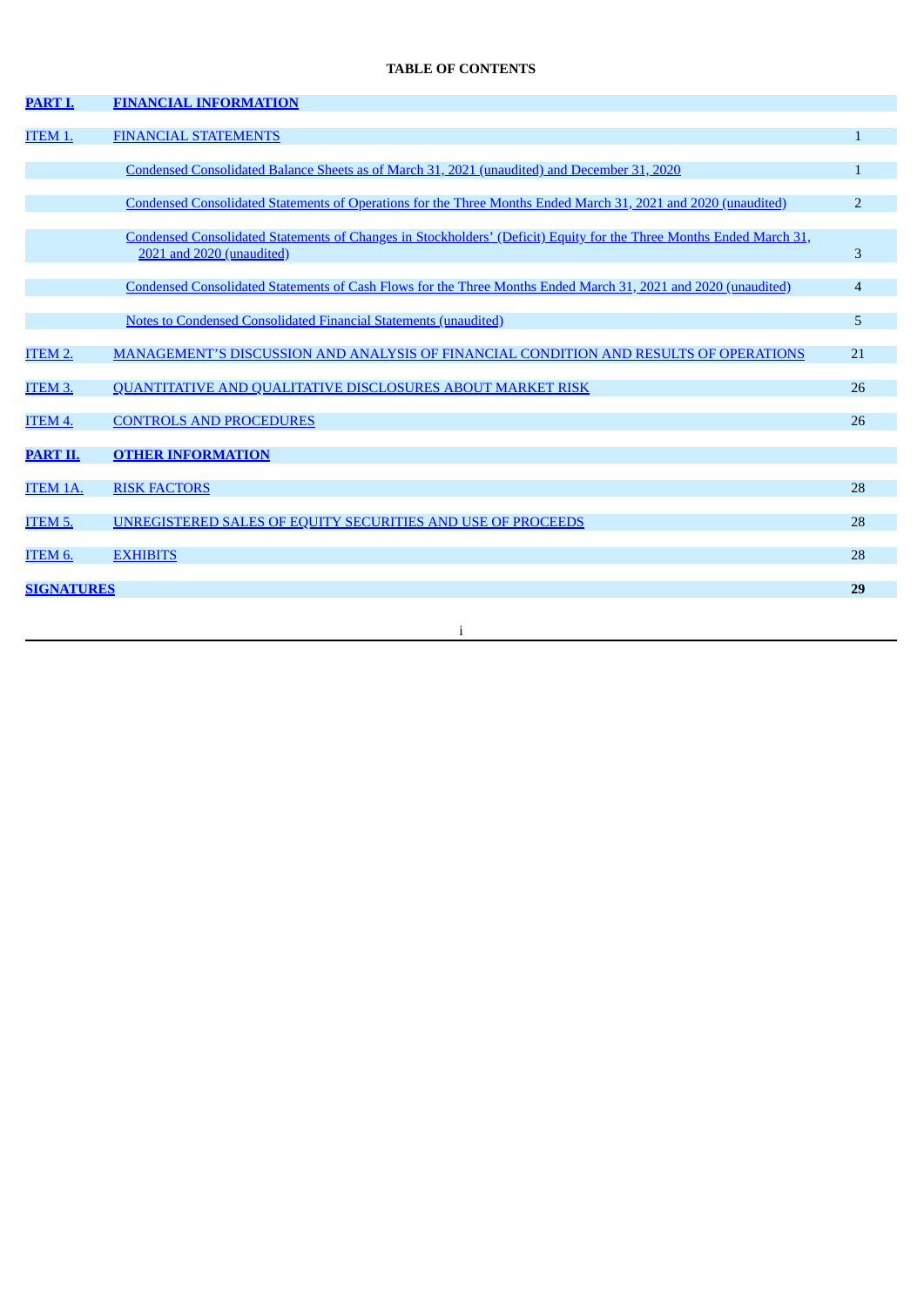**TABLE OF CONTENTS**

| | | |
|---|---|---|
| **PART I.** | **FINANCIAL INFORMATION** | |
| ITEM 1. | FINANCIAL STATEMENTS | 1 |
| | Condensed Consolidated Balance Sheets as of March 31, 2021 (unaudited) and December 31, 2020 | 1 |
| | Condensed Consolidated Statements of Operations for the Three Months Ended March 31, 2021 and 2020 (unaudited) | 2 |
| | Condensed Consolidated Statements of Changes in Stockholders' (Deficit) Equity for the Three Months Ended March 31, 2021 and 2020 (unaudited) | 3 |
| | Condensed Consolidated Statements of Cash Flows for the Three Months Ended March 31, 2021 and 2020 (unaudited) | 4 |
| | Notes to Condensed Consolidated Financial Statements (unaudited) | 5 |
| ITEM 2. | MANAGEMENT'S DISCUSSION AND ANALYSIS OF FINANCIAL CONDITION AND RESULTS OF OPERATIONS | 21 |
| ITEM 3. | QUANTITATIVE AND QUALITATIVE DISCLOSURES ABOUT MARKET RISK | 26 |
| ITEM 4. | CONTROLS AND PROCEDURES | 26 |
| **PART II.** | **OTHER INFORMATION** | |
| ITEM 1A. | RISK FACTORS | 28 |
| ITEM 5. | UNREGISTERED SALES OF EQUITY SECURITIES AND USE OF PROCEEDS | 28 |
| ITEM 6. | EXHIBITS | 28 |
| **SIGNATURES** | | **29** |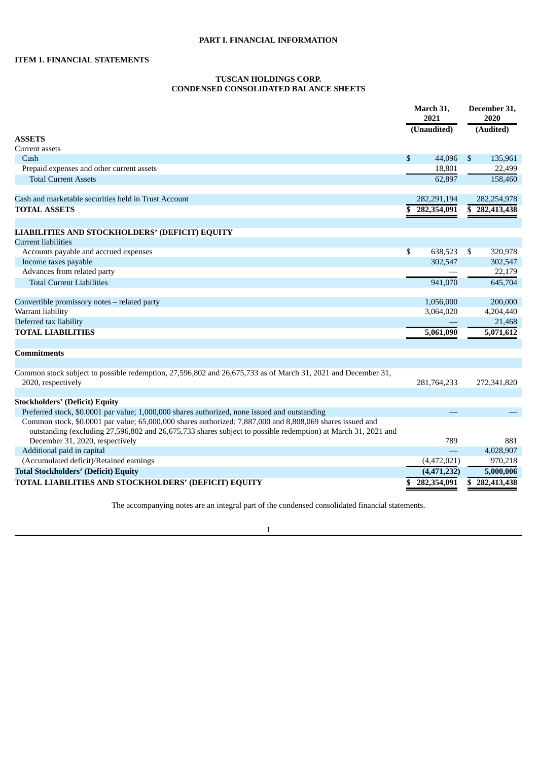**PART I. FINANCIAL INFORMATION**

**ITEM 1. FINANCIAL STATEMENTS**

**TUSCAN HOLDINGS CORP.**
**CONDENSED CONSOLIDATED BALANCE SHEETS**

| | March 31, 2021 | December 31, 2020 |
|---|---|---|
| | (Unaudited) | (Audited) |
| **ASSETS** | | |
| Current assets | | |
| Cash | $ 44,096 | $ 135,961 |
| Prepaid expenses and other current assets | 18,801 | 22,499 |
| Total Current Assets | 62,897 | 158,460 |
| | | |
| Cash and marketable securities held in Trust Account | 282,291,194 | 282,254,978 |
| **TOTAL ASSETS** | **$ 282,354,091** | **$ 282,413,438** |
| | | |
| **LIABILITIES AND STOCKHOLDERS' (DEFICIT) EQUITY** | | |
| Current liabilities | | |
| Accounts payable and accrued expenses | $ 638,523 | $ 320,978 |
| Income taxes payable | 302,547 | 302,547 |
| Advances from related party | — | 22,179 |
| Total Current Liabilities | 941,070 | 645,704 |
| | | |
| Convertible promissory notes – related party | 1,056,000 | 200,000 |
| Warrant liability | 3,064,020 | 4,204,440 |
| Deferred tax liability | — | 21,468 |
| **TOTAL LIABILITIES** | **5,061,090** | **5,071,612** |
| | | |
| **Commitments** | | |
| | | |
| Common stock subject to possible redemption, 27,596,802 and 26,675,733 as of March 31, 2021 and December 31, 2020, respectively | 281,764,233 | 272,341,820 |
| | | |
| **Stockholders' (Deficit) Equity** | | |
| Preferred stock, $0.0001 par value; 1,000,000 shares authorized, none issued and outstanding | — | — |
| Common stock, $0.0001 par value; 65,000,000 shares authorized; 7,887,000 and 8,808,069 shares issued and outstanding (excluding 27,596,802 and 26,675,733 shares subject to possible redemption) at March 31, 2021 and December 31, 2020, respectively | 789 | 881 |
| Additional paid in capital | — | 4,028,907 |
| (Accumulated deficit)/Retained earnings | (4,472,021) | 970,218 |
| **Total Stockholders' (Deficit) Equity** | **(4,471,232)** | **5,000,006** |
| **TOTAL LIABILITIES AND STOCKHOLDERS' (DEFICIT) EQUITY** | **$ 282,354,091** | **$ 282,413,438** |

The accompanying notes are an integral part of the condensed consolidated financial statements.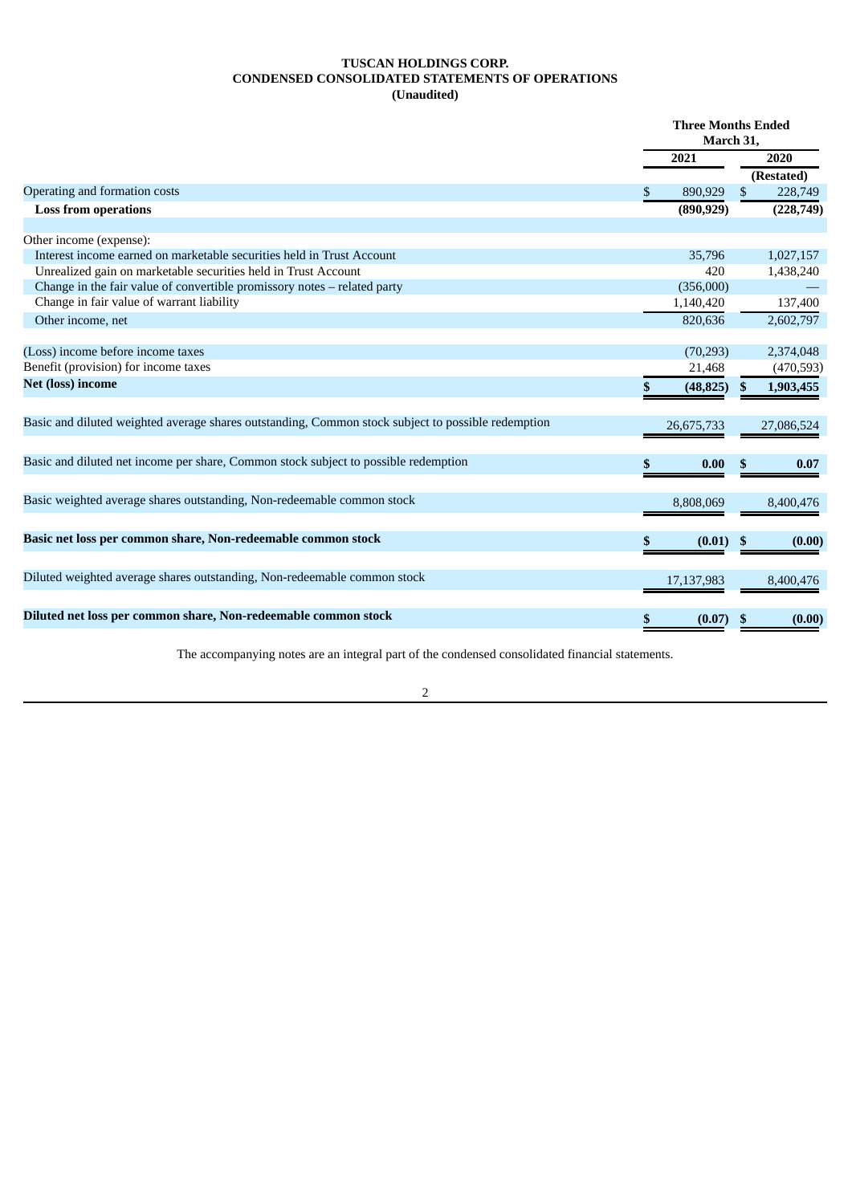# TUSCAN HOLDINGS CORP.
## CONDENSED CONSOLIDATED STATEMENTS OF OPERATIONS
### (Unaudited)

| | Three Months Ended March 31, | |
|---|---|---|
| | 2021 | 2020 |
| | | (Restated) |
| Operating and formation costs | $ 890,929 | $ 228,749 |
| **Loss from operations** | **(890,929)** | **(228,749)** |
| | | |
| Other income (expense): | | |
| Interest income earned on marketable securities held in Trust Account | 35,796 | 1,027,157 |
| Unrealized gain on marketable securities held in Trust Account | 420 | 1,438,240 |
| Change in the fair value of convertible promissory notes – related party | (356,000) | — |
| Change in fair value of warrant liability | 1,140,420 | 137,400 |
| Other income, net | 820,636 | 2,602,797 |
| | | |
| (Loss) income before income taxes | (70,293) | 2,374,048 |
| Benefit (provision) for income taxes | 21,468 | (470,593) |
| **Net (loss) income** | **$ (48,825)** | **$ 1,903,455** |
| | | |
| Basic and diluted weighted average shares outstanding, Common stock subject to possible redemption | 26,675,733 | 27,086,524 |
| | | |
| Basic and diluted net income per share, Common stock subject to possible redemption | **$ 0.00** | **$ 0.07** |
| | | |
| Basic weighted average shares outstanding, Non-redeemable common stock | 8,808,069 | 8,400,476 |
| | | |
| **Basic net loss per common share, Non-redeemable common stock** | **$ (0.01)** | **$ (0.00)** |
| | | |
| Diluted weighted average shares outstanding, Non-redeemable common stock | 17,137,983 | 8,400,476 |
| | | |
| **Diluted net loss per common share, Non-redeemable common stock** | **$ (0.07)** | **$ (0.00)** |

The accompanying notes are an integral part of the condensed consolidated financial statements.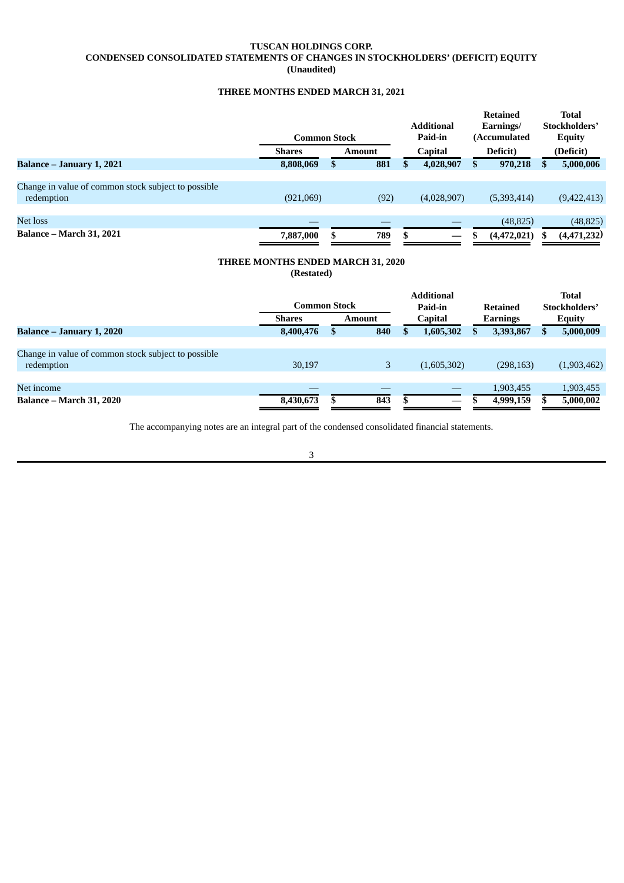# TUSCAN HOLDINGS CORP.
## CONDENSED CONSOLIDATED STATEMENTS OF CHANGES IN STOCKHOLDERS' (DEFICIT) EQUITY
### (Unaudited)

### THREE MONTHS ENDED MARCH 31, 2021

| | Common Stock | | Additional Paid-in | Retained Earnings/ (Accumulated | Total Stockholders' Equity |
|---|---|---|---|---|---|
| | Shares | Amount | Capital | Deficit) | (Deficit) |
| **Balance – January 1, 2021** | **8,808,069** | **$ 881** | **$ 4,028,907** | **$ 970,218** | **$ 5,000,006** |
| Change in value of common stock subject to possible redemption | (921,069) | (92) | (4,028,907) | (5,393,414) | (9,422,413) |
| Net loss | — | — | — | (48,825) | (48,825) |
| **Balance – March 31, 2021** | **7,887,000** | **$ 789** | **$ —** | **$ (4,472,021)** | **$ (4,471,232)** |

### THREE MONTHS ENDED MARCH 31, 2020
### (Restated)

| | Common Stock | | Additional Paid-in | Retained | Total Stockholders' |
|---|---|---|---|---|---|
| | Shares | Amount | Capital | Earnings | Equity |
| **Balance – January 1, 2020** | **8,400,476** | **$ 840** | **$ 1,605,302** | **$ 3,393,867** | **$ 5,000,009** |
| Change in value of common stock subject to possible redemption | 30,197 | 3 | (1,605,302) | (298,163) | (1,903,462) |
| Net income | — | — | — | 1,903,455 | 1,903,455 |
| **Balance – March 31, 2020** | **8,430,673** | **$ 843** | **$ —** | **$ 4,999,159** | **$ 5,000,002** |

The accompanying notes are an integral part of the condensed consolidated financial statements.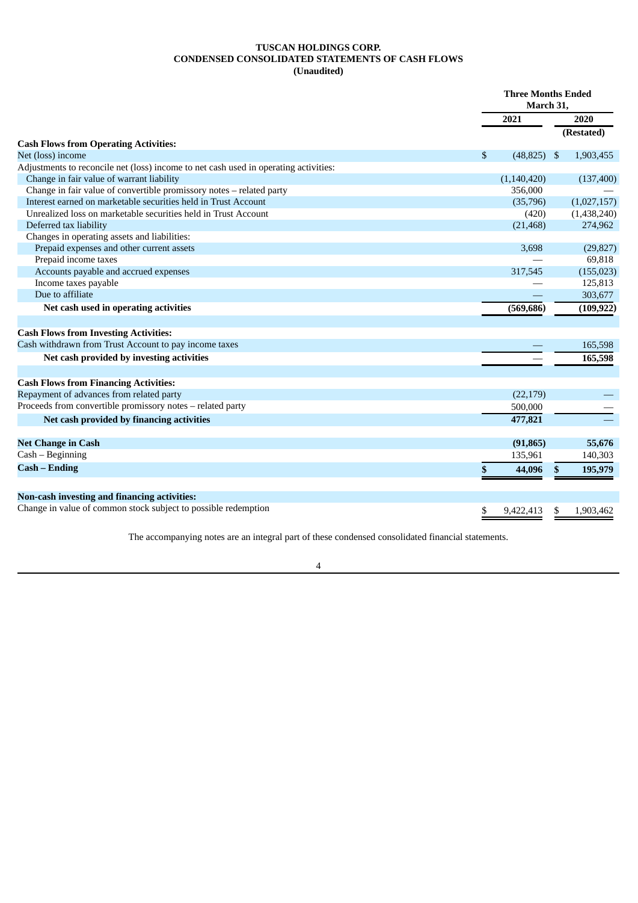**TUSCAN HOLDINGS CORP.**
**CONDENSED CONSOLIDATED STATEMENTS OF CASH FLOWS**
**(Unaudited)**

| | Three Months Ended March 31, | |
|---|---|---|
| | 2021 | 2020 (Restated) |
| **Cash Flows from Operating Activities:** | | |
| Net (loss) income | $ (48,825) | $ 1,903,455 |
| Adjustments to reconcile net (loss) income to net cash used in operating activities: | | |
| Change in fair value of warrant liability | (1,140,420) | (137,400) |
| Change in fair value of convertible promissory notes – related party | 356,000 | — |
| Interest earned on marketable securities held in Trust Account | (35,796) | (1,027,157) |
| Unrealized loss on marketable securities held in Trust Account | (420) | (1,438,240) |
| Deferred tax liability | (21,468) | 274,962 |
| Changes in operating assets and liabilities: | | |
| Prepaid expenses and other current assets | 3,698 | (29,827) |
| Prepaid income taxes | — | 69,818 |
| Accounts payable and accrued expenses | 317,545 | (155,023) |
| Income taxes payable | — | 125,813 |
| Due to affiliate | — | 303,677 |
| **Net cash used in operating activities** | **(569,686)** | **(109,922)** |
| | | |
| **Cash Flows from Investing Activities:** | | |
| Cash withdrawn from Trust Account to pay income taxes | — | 165,598 |
| **Net cash provided by investing activities** | — | **165,598** |
| | | |
| **Cash Flows from Financing Activities:** | | |
| Repayment of advances from related party | (22,179) | — |
| Proceeds from convertible promissory notes – related party | 500,000 | — |
| **Net cash provided by financing activities** | **477,821** | — |
| | | |
| **Net Change in Cash** | **(91,865)** | **55,676** |
| Cash – Beginning | 135,961 | 140,303 |
| **Cash – Ending** | **$ 44,096** | **$ 195,979** |
| | | |
| **Non-cash investing and financing activities:** | | |
| Change in value of common stock subject to possible redemption | $ 9,422,413 | $ 1,903,462 |

The accompanying notes are an integral part of these condensed consolidated financial statements.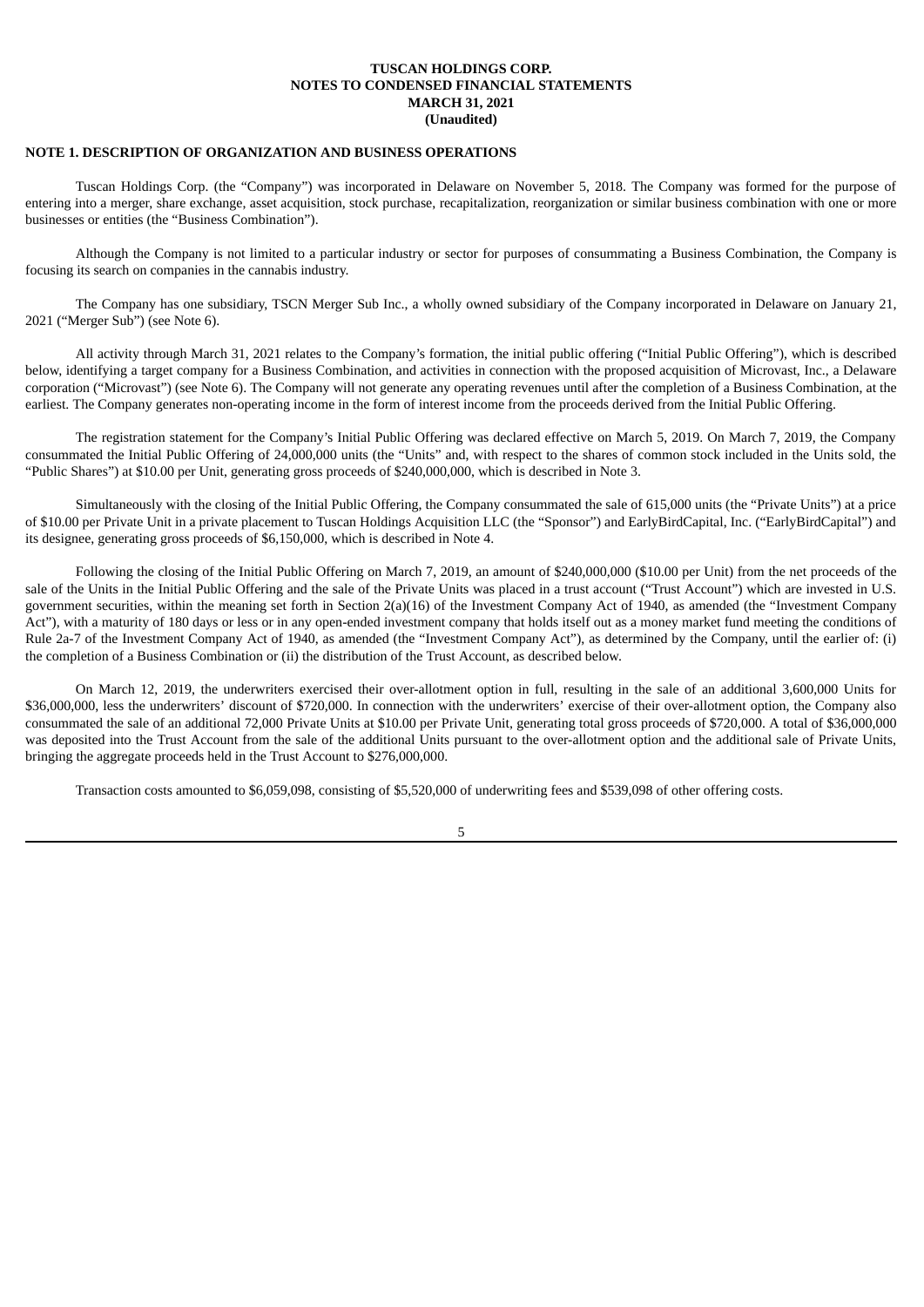**TUSCAN HOLDINGS CORP.**
**NOTES TO CONDENSED FINANCIAL STATEMENTS**
**MARCH 31, 2021**
**(Unaudited)**

**NOTE 1. DESCRIPTION OF ORGANIZATION AND BUSINESS OPERATIONS**

Tuscan Holdings Corp. (the "Company") was incorporated in Delaware on November 5, 2018. The Company was formed for the purpose of entering into a merger, share exchange, asset acquisition, stock purchase, recapitalization, reorganization or similar business combination with one or more businesses or entities (the "Business Combination").

Although the Company is not limited to a particular industry or sector for purposes of consummating a Business Combination, the Company is focusing its search on companies in the cannabis industry.

The Company has one subsidiary, TSCN Merger Sub Inc., a wholly owned subsidiary of the Company incorporated in Delaware on January 21, 2021 ("Merger Sub") (see Note 6).

All activity through March 31, 2021 relates to the Company's formation, the initial public offering ("Initial Public Offering"), which is described below, identifying a target company for a Business Combination, and activities in connection with the proposed acquisition of Microvast, Inc., a Delaware corporation ("Microvast") (see Note 6). The Company will not generate any operating revenues until after the completion of a Business Combination, at the earliest. The Company generates non-operating income in the form of interest income from the proceeds derived from the Initial Public Offering.

The registration statement for the Company's Initial Public Offering was declared effective on March 5, 2019. On March 7, 2019, the Company consummated the Initial Public Offering of 24,000,000 units (the "Units" and, with respect to the shares of common stock included in the Units sold, the "Public Shares") at $10.00 per Unit, generating gross proceeds of $240,000,000, which is described in Note 3.

Simultaneously with the closing of the Initial Public Offering, the Company consummated the sale of 615,000 units (the "Private Units") at a price of $10.00 per Private Unit in a private placement to Tuscan Holdings Acquisition LLC (the "Sponsor") and EarlyBirdCapital, Inc. ("EarlyBirdCapital") and its designee, generating gross proceeds of $6,150,000, which is described in Note 4.

Following the closing of the Initial Public Offering on March 7, 2019, an amount of $240,000,000 ($10.00 per Unit) from the net proceeds of the sale of the Units in the Initial Public Offering and the sale of the Private Units was placed in a trust account ("Trust Account") which are invested in U.S. government securities, within the meaning set forth in Section 2(a)(16) of the Investment Company Act of 1940, as amended (the "Investment Company Act"), with a maturity of 180 days or less or in any open-ended investment company that holds itself out as a money market fund meeting the conditions of Rule 2a-7 of the Investment Company Act of 1940, as amended (the "Investment Company Act"), as determined by the Company, until the earlier of: (i) the completion of a Business Combination or (ii) the distribution of the Trust Account, as described below.

On March 12, 2019, the underwriters exercised their over-allotment option in full, resulting in the sale of an additional 3,600,000 Units for $36,000,000, less the underwriters' discount of $720,000. In connection with the underwriters' exercise of their over-allotment option, the Company also consummated the sale of an additional 72,000 Private Units at $10.00 per Private Unit, generating total gross proceeds of $720,000. A total of $36,000,000 was deposited into the Trust Account from the sale of the additional Units pursuant to the over-allotment option and the additional sale of Private Units, bringing the aggregate proceeds held in the Trust Account to $276,000,000.

Transaction costs amounted to $6,059,098, consisting of $5,520,000 of underwriting fees and $539,098 of other offering costs.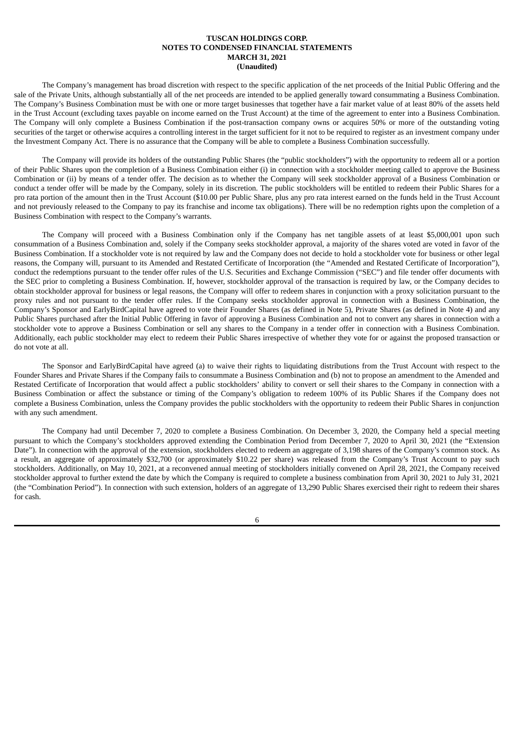The Company's management has broad discretion with respect to the specific application of the net proceeds of the Initial Public Offering and the sale of the Private Units, although substantially all of the net proceeds are intended to be applied generally toward consummating a Business Combination. The Company's Business Combination must be with one or more target businesses that together have a fair market value of at least 80% of the assets held in the Trust Account (excluding taxes payable on income earned on the Trust Account) at the time of the agreement to enter into a Business Combination. The Company will only complete a Business Combination if the post-transaction company owns or acquires 50% or more of the outstanding voting securities of the target or otherwise acquires a controlling interest in the target sufficient for it not to be required to register as an investment company under the Investment Company Act. There is no assurance that the Company will be able to complete a Business Combination successfully.

The Company will provide its holders of the outstanding Public Shares (the "public stockholders") with the opportunity to redeem all or a portion of their Public Shares upon the completion of a Business Combination either (i) in connection with a stockholder meeting called to approve the Business Combination or (ii) by means of a tender offer. The decision as to whether the Company will seek stockholder approval of a Business Combination or conduct a tender offer will be made by the Company, solely in its discretion. The public stockholders will be entitled to redeem their Public Shares for a pro rata portion of the amount then in the Trust Account ($10.00 per Public Share, plus any pro rata interest earned on the funds held in the Trust Account and not previously released to the Company to pay its franchise and income tax obligations). There will be no redemption rights upon the completion of a Business Combination with respect to the Company's warrants.

The Company will proceed with a Business Combination only if the Company has net tangible assets of at least $5,000,001 upon such consummation of a Business Combination and, solely if the Company seeks stockholder approval, a majority of the shares voted are voted in favor of the Business Combination. If a stockholder vote is not required by law and the Company does not decide to hold a stockholder vote for business or other legal reasons, the Company will, pursuant to its Amended and Restated Certificate of Incorporation (the "Amended and Restated Certificate of Incorporation"), conduct the redemptions pursuant to the tender offer rules of the U.S. Securities and Exchange Commission ("SEC") and file tender offer documents with the SEC prior to completing a Business Combination. If, however, stockholder approval of the transaction is required by law, or the Company decides to obtain stockholder approval for business or legal reasons, the Company will offer to redeem shares in conjunction with a proxy solicitation pursuant to the proxy rules and not pursuant to the tender offer rules. If the Company seeks stockholder approval in connection with a Business Combination, the Company's Sponsor and EarlyBirdCapital have agreed to vote their Founder Shares (as defined in Note 5), Private Shares (as defined in Note 4) and any Public Shares purchased after the Initial Public Offering in favor of approving a Business Combination and not to convert any shares in connection with a stockholder vote to approve a Business Combination or sell any shares to the Company in a tender offer in connection with a Business Combination. Additionally, each public stockholder may elect to redeem their Public Shares irrespective of whether they vote for or against the proposed transaction or do not vote at all.

The Sponsor and EarlyBirdCapital have agreed (a) to waive their rights to liquidating distributions from the Trust Account with respect to the Founder Shares and Private Shares if the Company fails to consummate a Business Combination and (b) not to propose an amendment to the Amended and Restated Certificate of Incorporation that would affect a public stockholders' ability to convert or sell their shares to the Company in connection with a Business Combination or affect the substance or timing of the Company's obligation to redeem 100% of its Public Shares if the Company does not complete a Business Combination, unless the Company provides the public stockholders with the opportunity to redeem their Public Shares in conjunction with any such amendment.

The Company had until December 7, 2020 to complete a Business Combination. On December 3, 2020, the Company held a special meeting pursuant to which the Company's stockholders approved extending the Combination Period from December 7, 2020 to April 30, 2021 (the "Extension Date"). In connection with the approval of the extension, stockholders elected to redeem an aggregate of 3,198 shares of the Company's common stock. As a result, an aggregate of approximately $32,700 (or approximately $10.22 per share) was released from the Company's Trust Account to pay such stockholders. Additionally, on May 10, 2021, at a reconvened annual meeting of stockholders initially convened on April 28, 2021, the Company received stockholder approval to further extend the date by which the Company is required to complete a business combination from April 30, 2021 to July 31, 2021 (the "Combination Period"). In connection with such extension, holders of an aggregate of 13,290 Public Shares exercised their right to redeem their shares for cash.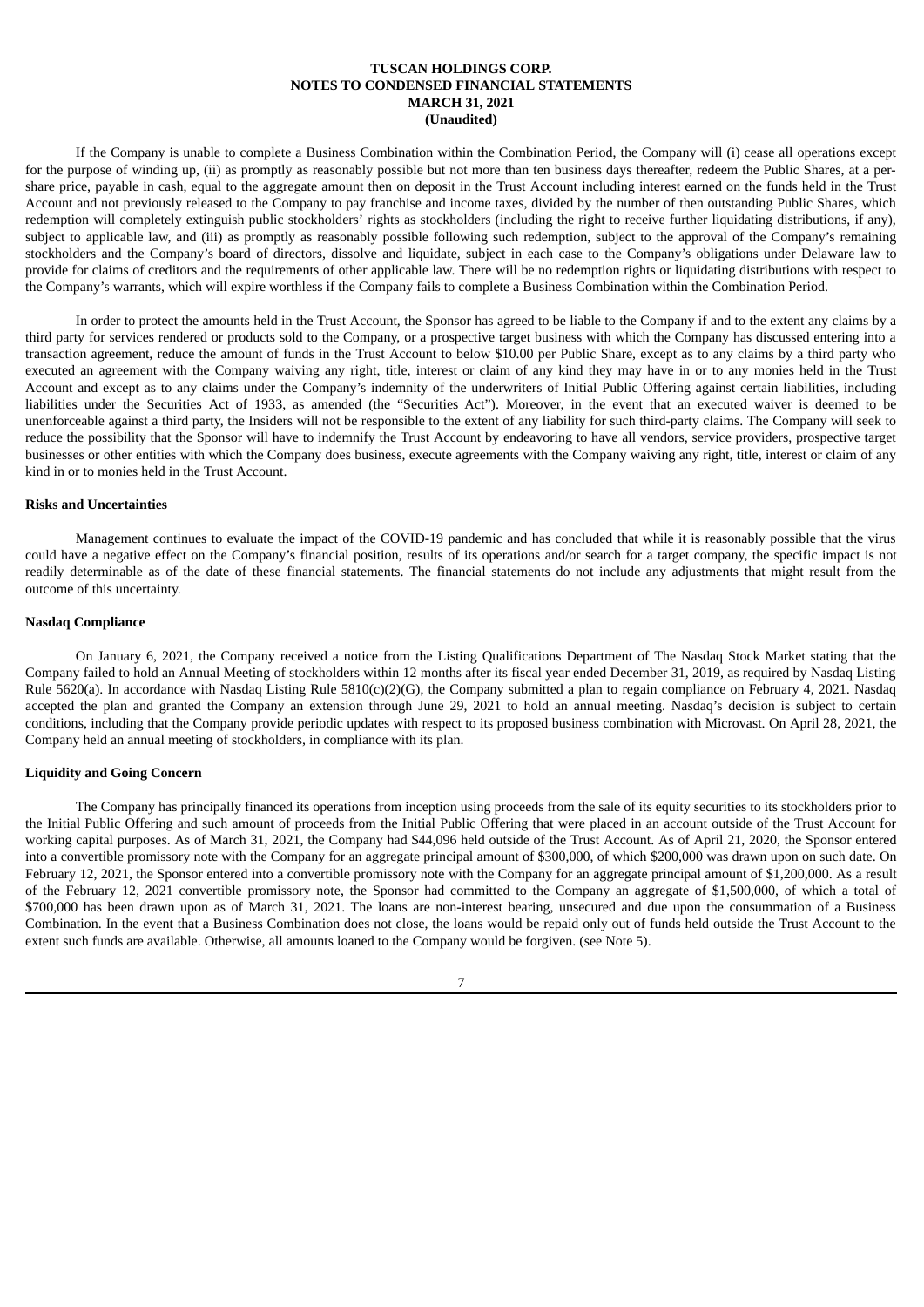If the Company is unable to complete a Business Combination within the Combination Period, the Company will (i) cease all operations except for the purpose of winding up, (ii) as promptly as reasonably possible but not more than ten business days thereafter, redeem the Public Shares, at a per-share price, payable in cash, equal to the aggregate amount then on deposit in the Trust Account including interest earned on the funds held in the Trust Account and not previously released to the Company to pay franchise and income taxes, divided by the number of then outstanding Public Shares, which redemption will completely extinguish public stockholders' rights as stockholders (including the right to receive further liquidating distributions, if any), subject to applicable law, and (iii) as promptly as reasonably possible following such redemption, subject to the approval of the Company's remaining stockholders and the Company's board of directors, dissolve and liquidate, subject in each case to the Company's obligations under Delaware law to provide for claims of creditors and the requirements of other applicable law. There will be no redemption rights or liquidating distributions with respect to the Company's warrants, which will expire worthless if the Company fails to complete a Business Combination within the Combination Period.

In order to protect the amounts held in the Trust Account, the Sponsor has agreed to be liable to the Company if and to the extent any claims by a third party for services rendered or products sold to the Company, or a prospective target business with which the Company has discussed entering into a transaction agreement, reduce the amount of funds in the Trust Account to below $10.00 per Public Share, except as to any claims by a third party who executed an agreement with the Company waiving any right, title, interest or claim of any kind they may have in or to any monies held in the Trust Account and except as to any claims under the Company's indemnity of the underwriters of Initial Public Offering against certain liabilities, including liabilities under the Securities Act of 1933, as amended (the "Securities Act"). Moreover, in the event that an executed waiver is deemed to be unenforceable against a third party, the Insiders will not be responsible to the extent of any liability for such third-party claims. The Company will seek to reduce the possibility that the Sponsor will have to indemnify the Trust Account by endeavoring to have all vendors, service providers, prospective target businesses or other entities with which the Company does business, execute agreements with the Company waiving any right, title, interest or claim of any kind in or to monies held in the Trust Account.

**Risks and Uncertainties**

Management continues to evaluate the impact of the COVID-19 pandemic and has concluded that while it is reasonably possible that the virus could have a negative effect on the Company's financial position, results of its operations and/or search for a target company, the specific impact is not readily determinable as of the date of these financial statements. The financial statements do not include any adjustments that might result from the outcome of this uncertainty.

**Nasdaq Compliance**

On January 6, 2021, the Company received a notice from the Listing Qualifications Department of The Nasdaq Stock Market stating that the Company failed to hold an Annual Meeting of stockholders within 12 months after its fiscal year ended December 31, 2019, as required by Nasdaq Listing Rule 5620(a). In accordance with Nasdaq Listing Rule 5810(c)(2)(G), the Company submitted a plan to regain compliance on February 4, 2021. Nasdaq accepted the plan and granted the Company an extension through June 29, 2021 to hold an annual meeting. Nasdaq's decision is subject to certain conditions, including that the Company provide periodic updates with respect to its proposed business combination with Microvast. On April 28, 2021, the Company held an annual meeting of stockholders, in compliance with its plan.

**Liquidity and Going Concern**

The Company has principally financed its operations from inception using proceeds from the sale of its equity securities to its stockholders prior to the Initial Public Offering and such amount of proceeds from the Initial Public Offering that were placed in an account outside of the Trust Account for working capital purposes. As of March 31, 2021, the Company had $44,096 held outside of the Trust Account. As of April 21, 2020, the Sponsor entered into a convertible promissory note with the Company for an aggregate principal amount of $300,000, of which $200,000 was drawn upon on such date. On February 12, 2021, the Sponsor entered into a convertible promissory note with the Company for an aggregate principal amount of $1,200,000. As a result of the February 12, 2021 convertible promissory note, the Sponsor had committed to the Company an aggregate of $1,500,000, of which a total of $700,000 has been drawn upon as of March 31, 2021. The loans are non-interest bearing, unsecured and due upon the consummation of a Business Combination. In the event that a Business Combination does not close, the loans would be repaid only out of funds held outside the Trust Account to the extent such funds are available. Otherwise, all amounts loaned to the Company would be forgiven. (see Note 5).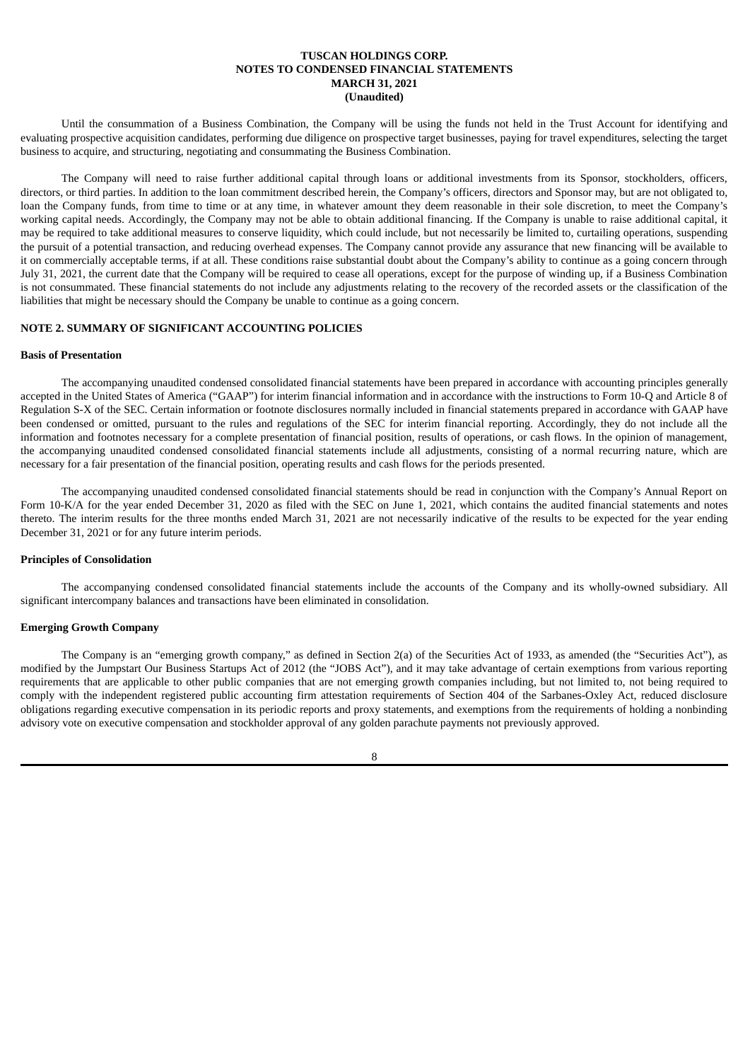Until the consummation of a Business Combination, the Company will be using the funds not held in the Trust Account for identifying and evaluating prospective acquisition candidates, performing due diligence on prospective target businesses, paying for travel expenditures, selecting the target business to acquire, and structuring, negotiating and consummating the Business Combination.

The Company will need to raise further additional capital through loans or additional investments from its Sponsor, stockholders, officers, directors, or third parties. In addition to the loan commitment described herein, the Company's officers, directors and Sponsor may, but are not obligated to, loan the Company funds, from time to time or at any time, in whatever amount they deem reasonable in their sole discretion, to meet the Company's working capital needs. Accordingly, the Company may not be able to obtain additional financing. If the Company is unable to raise additional capital, it may be required to take additional measures to conserve liquidity, which could include, but not necessarily be limited to, curtailing operations, suspending the pursuit of a potential transaction, and reducing overhead expenses. The Company cannot provide any assurance that new financing will be available to it on commercially acceptable terms, if at all. These conditions raise substantial doubt about the Company's ability to continue as a going concern through July 31, 2021, the current date that the Company will be required to cease all operations, except for the purpose of winding up, if a Business Combination is not consummated. These financial statements do not include any adjustments relating to the recovery of the recorded assets or the classification of the liabilities that might be necessary should the Company be unable to continue as a going concern.

## NOTE 2. SUMMARY OF SIGNIFICANT ACCOUNTING POLICIES

### Basis of Presentation

The accompanying unaudited condensed consolidated financial statements have been prepared in accordance with accounting principles generally accepted in the United States of America ("GAAP") for interim financial information and in accordance with the instructions to Form 10-Q and Article 8 of Regulation S-X of the SEC. Certain information or footnote disclosures normally included in financial statements prepared in accordance with GAAP have been condensed or omitted, pursuant to the rules and regulations of the SEC for interim financial reporting. Accordingly, they do not include all the information and footnotes necessary for a complete presentation of financial position, results of operations, or cash flows. In the opinion of management, the accompanying unaudited condensed consolidated financial statements include all adjustments, consisting of a normal recurring nature, which are necessary for a fair presentation of the financial position, operating results and cash flows for the periods presented.

The accompanying unaudited condensed consolidated financial statements should be read in conjunction with the Company's Annual Report on Form 10-K/A for the year ended December 31, 2020 as filed with the SEC on June 1, 2021, which contains the audited financial statements and notes thereto. The interim results for the three months ended March 31, 2021 are not necessarily indicative of the results to be expected for the year ending December 31, 2021 or for any future interim periods.

### Principles of Consolidation

The accompanying condensed consolidated financial statements include the accounts of the Company and its wholly-owned subsidiary. All significant intercompany balances and transactions have been eliminated in consolidation.

### Emerging Growth Company

The Company is an "emerging growth company," as defined in Section 2(a) of the Securities Act of 1933, as amended (the "Securities Act"), as modified by the Jumpstart Our Business Startups Act of 2012 (the "JOBS Act"), and it may take advantage of certain exemptions from various reporting requirements that are applicable to other public companies that are not emerging growth companies including, but not limited to, not being required to comply with the independent registered public accounting firm attestation requirements of Section 404 of the Sarbanes-Oxley Act, reduced disclosure obligations regarding executive compensation in its periodic reports and proxy statements, and exemptions from the requirements of holding a nonbinding advisory vote on executive compensation and stockholder approval of any golden parachute payments not previously approved.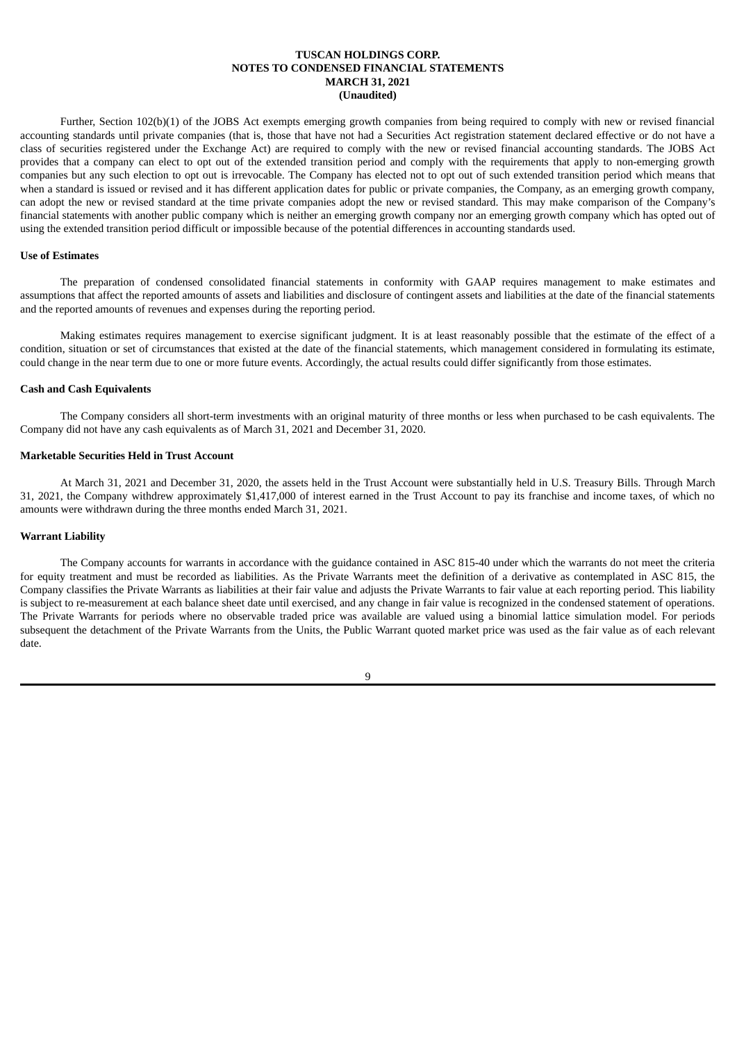Further, Section 102(b)(1) of the JOBS Act exempts emerging growth companies from being required to comply with new or revised financial accounting standards until private companies (that is, those that have not had a Securities Act registration statement declared effective or do not have a class of securities registered under the Exchange Act) are required to comply with the new or revised financial accounting standards. The JOBS Act provides that a company can elect to opt out of the extended transition period and comply with the requirements that apply to non-emerging growth companies but any such election to opt out is irrevocable. The Company has elected not to opt out of such extended transition period which means that when a standard is issued or revised and it has different application dates for public or private companies, the Company, as an emerging growth company, can adopt the new or revised standard at the time private companies adopt the new or revised standard. This may make comparison of the Company's financial statements with another public company which is neither an emerging growth company nor an emerging growth company which has opted out of using the extended transition period difficult or impossible because of the potential differences in accounting standards used.

**Use of Estimates**

The preparation of condensed consolidated financial statements in conformity with GAAP requires management to make estimates and assumptions that affect the reported amounts of assets and liabilities and disclosure of contingent assets and liabilities at the date of the financial statements and the reported amounts of revenues and expenses during the reporting period.

Making estimates requires management to exercise significant judgment. It is at least reasonably possible that the estimate of the effect of a condition, situation or set of circumstances that existed at the date of the financial statements, which management considered in formulating its estimate, could change in the near term due to one or more future events. Accordingly, the actual results could differ significantly from those estimates.

**Cash and Cash Equivalents**

The Company considers all short-term investments with an original maturity of three months or less when purchased to be cash equivalents. The Company did not have any cash equivalents as of March 31, 2021 and December 31, 2020.

**Marketable Securities Held in Trust Account**

At March 31, 2021 and December 31, 2020, the assets held in the Trust Account were substantially held in U.S. Treasury Bills. Through March 31, 2021, the Company withdrew approximately $1,417,000 of interest earned in the Trust Account to pay its franchise and income taxes, of which no amounts were withdrawn during the three months ended March 31, 2021.

**Warrant Liability**

The Company accounts for warrants in accordance with the guidance contained in ASC 815-40 under which the warrants do not meet the criteria for equity treatment and must be recorded as liabilities. As the Private Warrants meet the definition of a derivative as contemplated in ASC 815, the Company classifies the Private Warrants as liabilities at their fair value and adjusts the Private Warrants to fair value at each reporting period. This liability is subject to re-measurement at each balance sheet date until exercised, and any change in fair value is recognized in the condensed statement of operations. The Private Warrants for periods where no observable traded price was available are valued using a binomial lattice simulation model. For periods subsequent the detachment of the Private Warrants from the Units, the Public Warrant quoted market price was used as the fair value as of each relevant date.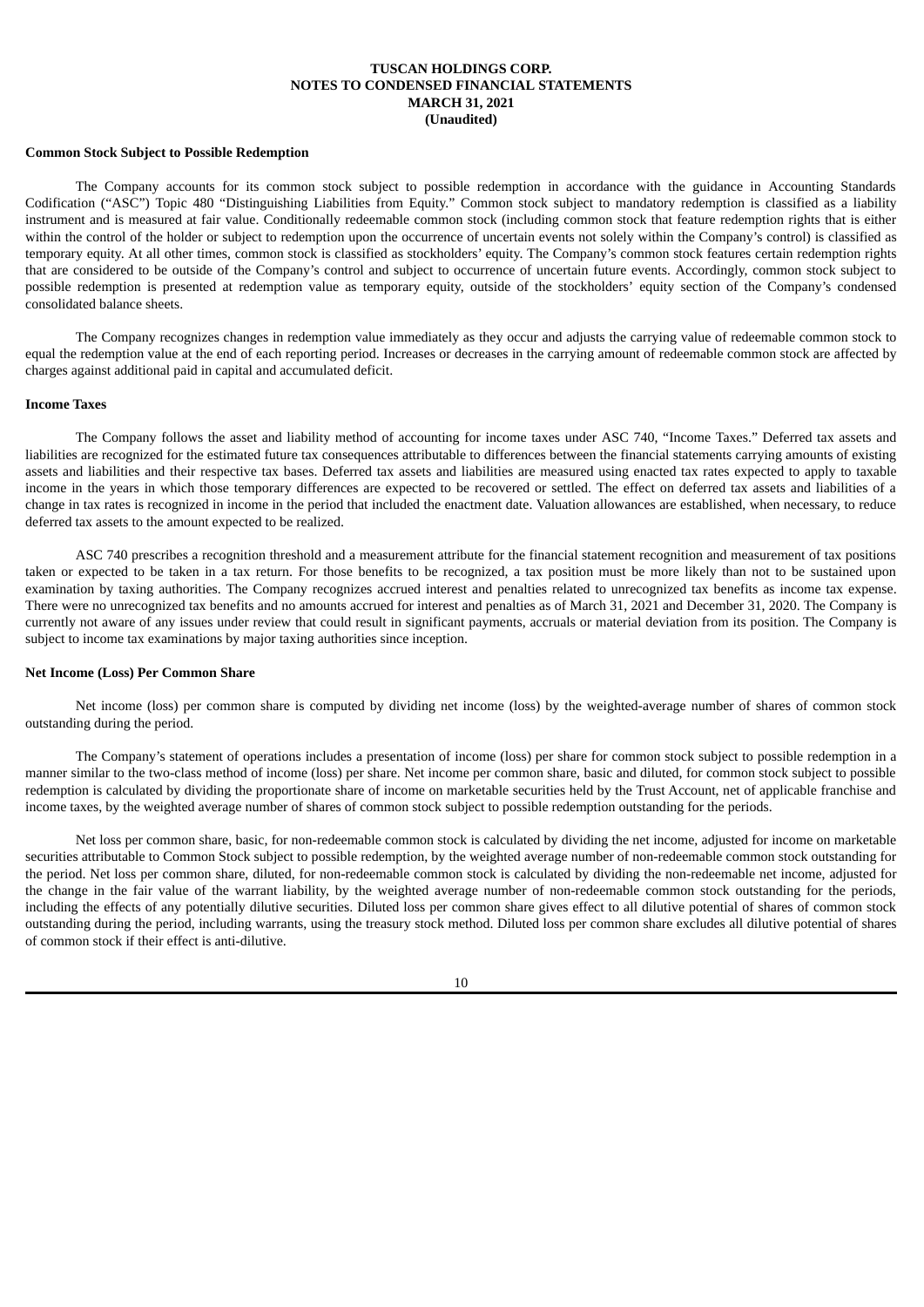**Common Stock Subject to Possible Redemption**

The Company accounts for its common stock subject to possible redemption in accordance with the guidance in Accounting Standards Codification ("ASC") Topic 480 "Distinguishing Liabilities from Equity." Common stock subject to mandatory redemption is classified as a liability instrument and is measured at fair value. Conditionally redeemable common stock (including common stock that feature redemption rights that is either within the control of the holder or subject to redemption upon the occurrence of uncertain events not solely within the Company's control) is classified as temporary equity. At all other times, common stock is classified as stockholders' equity. The Company's common stock features certain redemption rights that are considered to be outside of the Company's control and subject to occurrence of uncertain future events. Accordingly, common stock subject to possible redemption is presented at redemption value as temporary equity, outside of the stockholders' equity section of the Company's condensed consolidated balance sheets.

The Company recognizes changes in redemption value immediately as they occur and adjusts the carrying value of redeemable common stock to equal the redemption value at the end of each reporting period. Increases or decreases in the carrying amount of redeemable common stock are affected by charges against additional paid in capital and accumulated deficit.

**Income Taxes**

The Company follows the asset and liability method of accounting for income taxes under ASC 740, "Income Taxes." Deferred tax assets and liabilities are recognized for the estimated future tax consequences attributable to differences between the financial statements carrying amounts of existing assets and liabilities and their respective tax bases. Deferred tax assets and liabilities are measured using enacted tax rates expected to apply to taxable income in the years in which those temporary differences are expected to be recovered or settled. The effect on deferred tax assets and liabilities of a change in tax rates is recognized in income in the period that included the enactment date. Valuation allowances are established, when necessary, to reduce deferred tax assets to the amount expected to be realized.

ASC 740 prescribes a recognition threshold and a measurement attribute for the financial statement recognition and measurement of tax positions taken or expected to be taken in a tax return. For those benefits to be recognized, a tax position must be more likely than not to be sustained upon examination by taxing authorities. The Company recognizes accrued interest and penalties related to unrecognized tax benefits as income tax expense. There were no unrecognized tax benefits and no amounts accrued for interest and penalties as of March 31, 2021 and December 31, 2020. The Company is currently not aware of any issues under review that could result in significant payments, accruals or material deviation from its position. The Company is subject to income tax examinations by major taxing authorities since inception.

**Net Income (Loss) Per Common Share**

Net income (loss) per common share is computed by dividing net income (loss) by the weighted-average number of shares of common stock outstanding during the period.

The Company's statement of operations includes a presentation of income (loss) per share for common stock subject to possible redemption in a manner similar to the two-class method of income (loss) per share. Net income per common share, basic and diluted, for common stock subject to possible redemption is calculated by dividing the proportionate share of income on marketable securities held by the Trust Account, net of applicable franchise and income taxes, by the weighted average number of shares of common stock subject to possible redemption outstanding for the periods.

Net loss per common share, basic, for non-redeemable common stock is calculated by dividing the net income, adjusted for income on marketable securities attributable to Common Stock subject to possible redemption, by the weighted average number of non-redeemable common stock outstanding for the period. Net loss per common share, diluted, for non-redeemable common stock is calculated by dividing the non-redeemable net income, adjusted for the change in the fair value of the warrant liability, by the weighted average number of non-redeemable common stock outstanding for the periods, including the effects of any potentially dilutive securities. Diluted loss per common share gives effect to all dilutive potential of shares of common stock outstanding during the period, including warrants, using the treasury stock method. Diluted loss per common share excludes all dilutive potential of shares of common stock if their effect is anti-dilutive.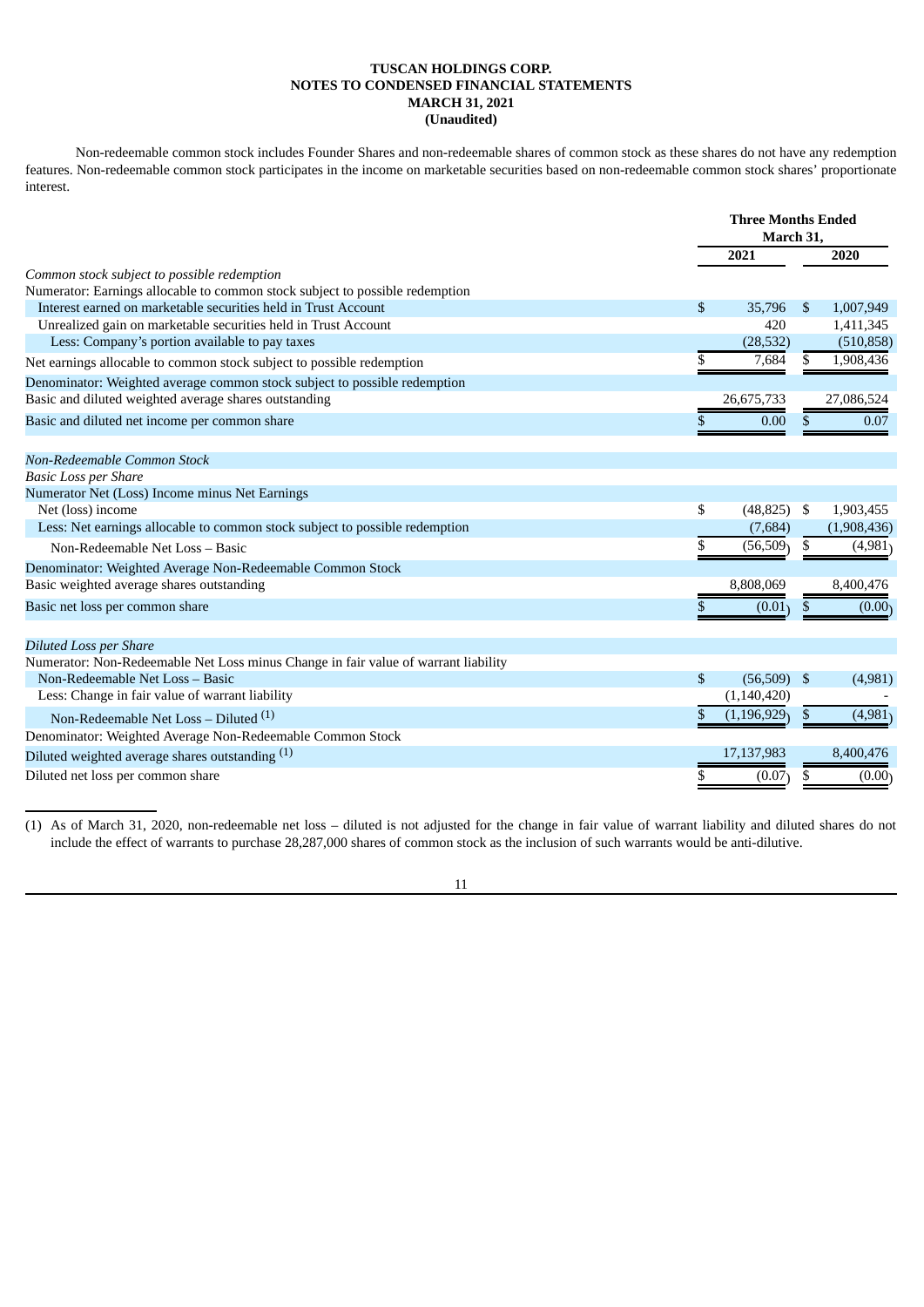**TUSCAN HOLDINGS CORP.**
**NOTES TO CONDENSED FINANCIAL STATEMENTS**
**MARCH 31, 2021**
**(Unaudited)**

Non-redeemable common stock includes Founder Shares and non-redeemable shares of common stock as these shares do not have any redemption features. Non-redeemable common stock participates in the income on marketable securities based on non-redeemable common stock shares' proportionate interest.

| | Three Months Ended March 31, | |
|---|---|---|
| | 2021 | 2020 |
| *Common stock subject to possible redemption* | | |
| Numerator: Earnings allocable to common stock subject to possible redemption | | |
| Interest earned on marketable securities held in Trust Account | $ 35,796 | $ 1,007,949 |
| Unrealized gain on marketable securities held in Trust Account | 420 | 1,411,345 |
| Less: Company's portion available to pay taxes | (28,532) | (510,858) |
| Net earnings allocable to common stock subject to possible redemption | $ 7,684 | $ 1,908,436 |
| Denominator: Weighted average common stock subject to possible redemption | | |
| Basic and diluted weighted average shares outstanding | 26,675,733 | 27,086,524 |
| Basic and diluted net income per common share | $ 0.00 | $ 0.07 |
| | | |
| *Non-Redeemable Common Stock* | | |
| *Basic Loss per Share* | | |
| Numerator Net (Loss) Income minus Net Earnings | | |
| Net (loss) income | $ (48,825) | $ 1,903,455 |
| Less: Net earnings allocable to common stock subject to possible redemption | (7,684) | (1,908,436) |
| Non-Redeemable Net Loss – Basic | $ (56,509) | $ (4,981) |
| Denominator: Weighted Average Non-Redeemable Common Stock | | |
| Basic weighted average shares outstanding | 8,808,069 | 8,400,476 |
| Basic net loss per common share | $ (0.01) | $ (0.00) |
| | | |
| *Diluted Loss per Share* | | |
| Numerator: Non-Redeemable Net Loss minus Change in fair value of warrant liability | | |
| Non-Redeemable Net Loss – Basic | $ (56,509) | $ (4,981) |
| Less: Change in fair value of warrant liability | (1,140,420) | - |
| Non-Redeemable Net Loss – Diluted (1) | $ (1,196,929) | $ (4,981) |
| Denominator: Weighted Average Non-Redeemable Common Stock | | |
| Diluted weighted average shares outstanding (1) | 17,137,983 | 8,400,476 |
| Diluted net loss per common share | $ (0.07) | $ (0.00) |

(1) As of March 31, 2020, non-redeemable net loss – diluted is not adjusted for the change in fair value of warrant liability and diluted shares do not include the effect of warrants to purchase 28,287,000 shares of common stock as the inclusion of such warrants would be anti-dilutive.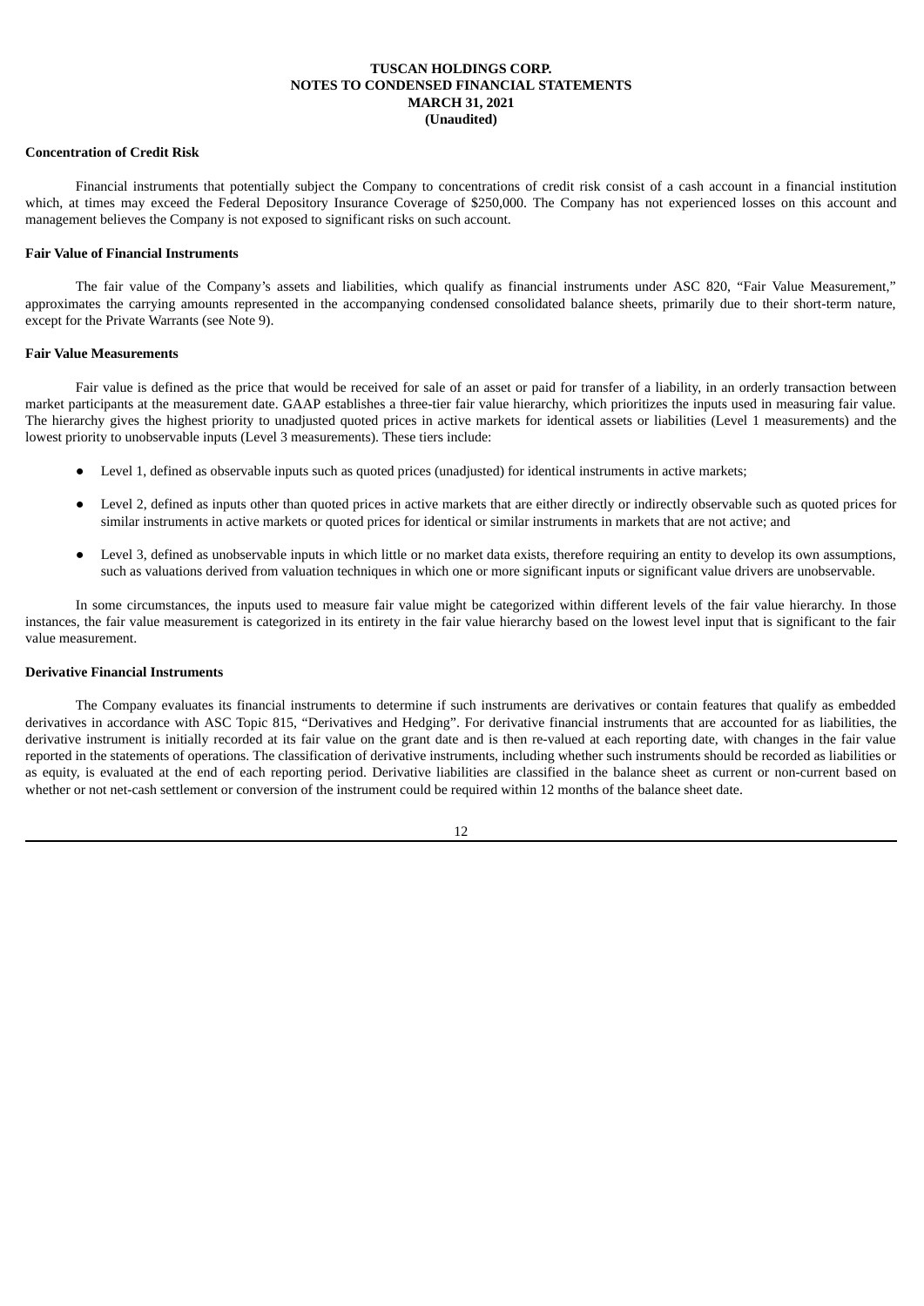#### Concentration of Credit Risk

Financial instruments that potentially subject the Company to concentrations of credit risk consist of a cash account in a financial institution which, at times may exceed the Federal Depository Insurance Coverage of $250,000. The Company has not experienced losses on this account and management believes the Company is not exposed to significant risks on such account.

#### Fair Value of Financial Instruments

The fair value of the Company's assets and liabilities, which qualify as financial instruments under ASC 820, "Fair Value Measurement," approximates the carrying amounts represented in the accompanying condensed consolidated balance sheets, primarily due to their short-term nature, except for the Private Warrants (see Note 9).

#### Fair Value Measurements

Fair value is defined as the price that would be received for sale of an asset or paid for transfer of a liability, in an orderly transaction between market participants at the measurement date. GAAP establishes a three-tier fair value hierarchy, which prioritizes the inputs used in measuring fair value. The hierarchy gives the highest priority to unadjusted quoted prices in active markets for identical assets or liabilities (Level 1 measurements) and the lowest priority to unobservable inputs (Level 3 measurements). These tiers include:

- Level 1, defined as observable inputs such as quoted prices (unadjusted) for identical instruments in active markets;
- Level 2, defined as inputs other than quoted prices in active markets that are either directly or indirectly observable such as quoted prices for similar instruments in active markets or quoted prices for identical or similar instruments in markets that are not active; and
- Level 3, defined as unobservable inputs in which little or no market data exists, therefore requiring an entity to develop its own assumptions, such as valuations derived from valuation techniques in which one or more significant inputs or significant value drivers are unobservable.

In some circumstances, the inputs used to measure fair value might be categorized within different levels of the fair value hierarchy. In those instances, the fair value measurement is categorized in its entirety in the fair value hierarchy based on the lowest level input that is significant to the fair value measurement.

#### Derivative Financial Instruments

The Company evaluates its financial instruments to determine if such instruments are derivatives or contain features that qualify as embedded derivatives in accordance with ASC Topic 815, "Derivatives and Hedging". For derivative financial instruments that are accounted for as liabilities, the derivative instrument is initially recorded at its fair value on the grant date and is then re-valued at each reporting date, with changes in the fair value reported in the statements of operations. The classification of derivative instruments, including whether such instruments should be recorded as liabilities or as equity, is evaluated at the end of each reporting period. Derivative liabilities are classified in the balance sheet as current or non-current based on whether or not net-cash settlement or conversion of the instrument could be required within 12 months of the balance sheet date.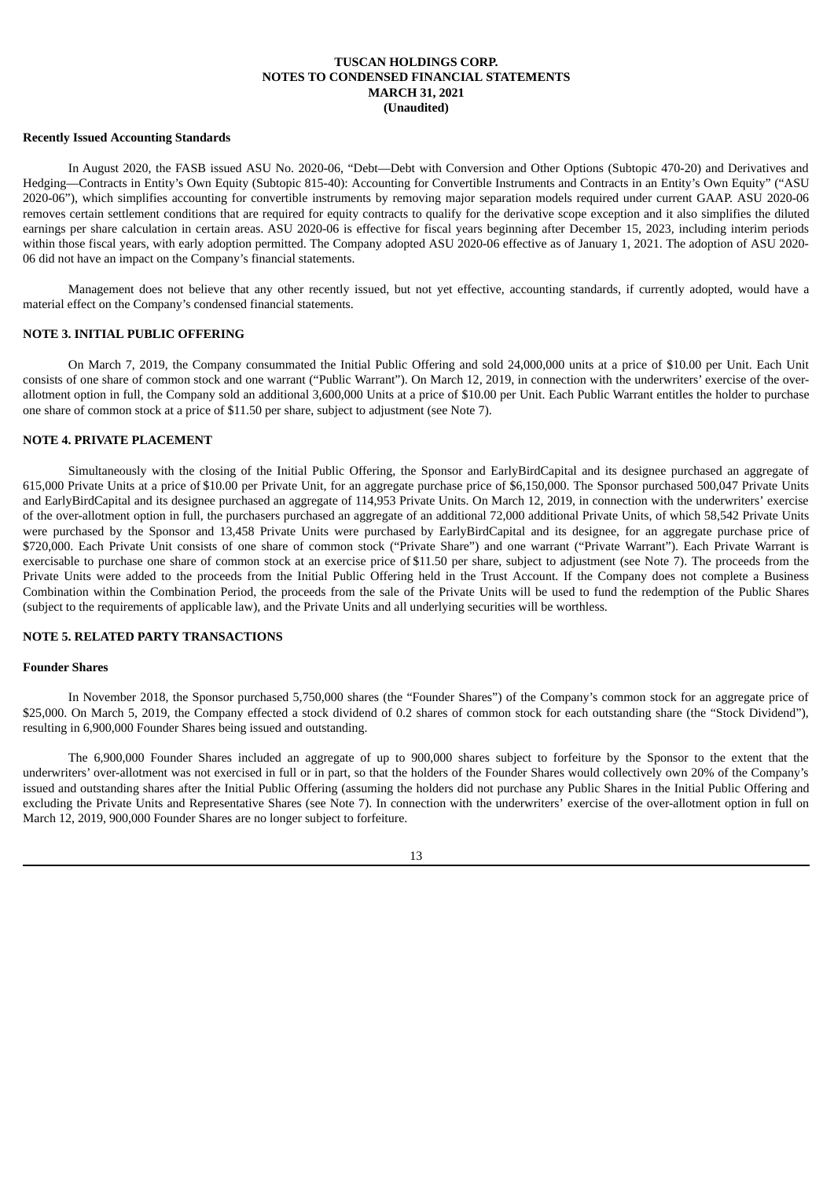#### Recently Issued Accounting Standards

In August 2020, the FASB issued ASU No. 2020-06, "Debt—Debt with Conversion and Other Options (Subtopic 470-20) and Derivatives and Hedging—Contracts in Entity's Own Equity (Subtopic 815-40): Accounting for Convertible Instruments and Contracts in an Entity's Own Equity" ("ASU 2020-06"), which simplifies accounting for convertible instruments by removing major separation models required under current GAAP. ASU 2020-06 removes certain settlement conditions that are required for equity contracts to qualify for the derivative scope exception and it also simplifies the diluted earnings per share calculation in certain areas. ASU 2020-06 is effective for fiscal years beginning after December 15, 2023, including interim periods within those fiscal years, with early adoption permitted. The Company adopted ASU 2020-06 effective as of January 1, 2021. The adoption of ASU 2020-06 did not have an impact on the Company's financial statements.

Management does not believe that any other recently issued, but not yet effective, accounting standards, if currently adopted, would have a material effect on the Company's condensed financial statements.

## NOTE 3. INITIAL PUBLIC OFFERING

On March 7, 2019, the Company consummated the Initial Public Offering and sold 24,000,000 units at a price of $10.00 per Unit. Each Unit consists of one share of common stock and one warrant ("Public Warrant"). On March 12, 2019, in connection with the underwriters' exercise of the over-allotment option in full, the Company sold an additional 3,600,000 Units at a price of $10.00 per Unit. Each Public Warrant entitles the holder to purchase one share of common stock at a price of $11.50 per share, subject to adjustment (see Note 7).

## NOTE 4. PRIVATE PLACEMENT

Simultaneously with the closing of the Initial Public Offering, the Sponsor and EarlyBirdCapital and its designee purchased an aggregate of 615,000 Private Units at a price of $10.00 per Private Unit, for an aggregate purchase price of $6,150,000. The Sponsor purchased 500,047 Private Units and EarlyBirdCapital and its designee purchased an aggregate of 114,953 Private Units. On March 12, 2019, in connection with the underwriters' exercise of the over-allotment option in full, the purchasers purchased an aggregate of an additional 72,000 additional Private Units, of which 58,542 Private Units were purchased by the Sponsor and 13,458 Private Units were purchased by EarlyBirdCapital and its designee, for an aggregate purchase price of $720,000. Each Private Unit consists of one share of common stock ("Private Share") and one warrant ("Private Warrant"). Each Private Warrant is exercisable to purchase one share of common stock at an exercise price of $11.50 per share, subject to adjustment (see Note 7). The proceeds from the Private Units were added to the proceeds from the Initial Public Offering held in the Trust Account. If the Company does not complete a Business Combination within the Combination Period, the proceeds from the sale of the Private Units will be used to fund the redemption of the Public Shares (subject to the requirements of applicable law), and the Private Units and all underlying securities will be worthless.

## NOTE 5. RELATED PARTY TRANSACTIONS

#### Founder Shares

In November 2018, the Sponsor purchased 5,750,000 shares (the "Founder Shares") of the Company's common stock for an aggregate price of $25,000. On March 5, 2019, the Company effected a stock dividend of 0.2 shares of common stock for each outstanding share (the "Stock Dividend"), resulting in 6,900,000 Founder Shares being issued and outstanding.

The 6,900,000 Founder Shares included an aggregate of up to 900,000 shares subject to forfeiture by the Sponsor to the extent that the underwriters' over-allotment was not exercised in full or in part, so that the holders of the Founder Shares would collectively own 20% of the Company's issued and outstanding shares after the Initial Public Offering (assuming the holders did not purchase any Public Shares in the Initial Public Offering and excluding the Private Units and Representative Shares (see Note 7). In connection with the underwriters' exercise of the over-allotment option in full on March 12, 2019, 900,000 Founder Shares are no longer subject to forfeiture.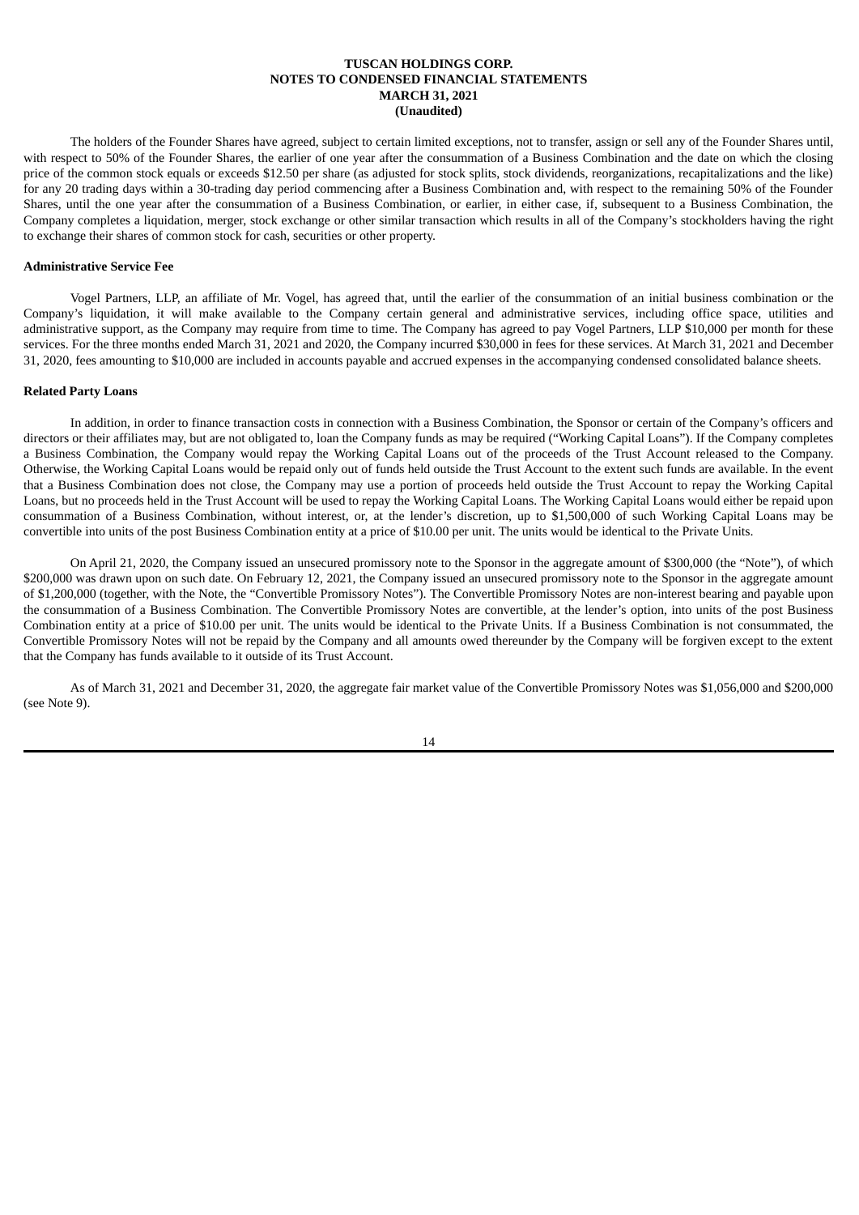The holders of the Founder Shares have agreed, subject to certain limited exceptions, not to transfer, assign or sell any of the Founder Shares until, with respect to 50% of the Founder Shares, the earlier of one year after the consummation of a Business Combination and the date on which the closing price of the common stock equals or exceeds $12.50 per share (as adjusted for stock splits, stock dividends, reorganizations, recapitalizations and the like) for any 20 trading days within a 30-trading day period commencing after a Business Combination and, with respect to the remaining 50% of the Founder Shares, until the one year after the consummation of a Business Combination, or earlier, in either case, if, subsequent to a Business Combination, the Company completes a liquidation, merger, stock exchange or other similar transaction which results in all of the Company's stockholders having the right to exchange their shares of common stock for cash, securities or other property.

**Administrative Service Fee**

Vogel Partners, LLP, an affiliate of Mr. Vogel, has agreed that, until the earlier of the consummation of an initial business combination or the Company's liquidation, it will make available to the Company certain general and administrative services, including office space, utilities and administrative support, as the Company may require from time to time. The Company has agreed to pay Vogel Partners, LLP $10,000 per month for these services. For the three months ended March 31, 2021 and 2020, the Company incurred $30,000 in fees for these services. At March 31, 2021 and December 31, 2020, fees amounting to $10,000 are included in accounts payable and accrued expenses in the accompanying condensed consolidated balance sheets.

**Related Party Loans**

In addition, in order to finance transaction costs in connection with a Business Combination, the Sponsor or certain of the Company's officers and directors or their affiliates may, but are not obligated to, loan the Company funds as may be required ("Working Capital Loans"). If the Company completes a Business Combination, the Company would repay the Working Capital Loans out of the proceeds of the Trust Account released to the Company. Otherwise, the Working Capital Loans would be repaid only out of funds held outside the Trust Account to the extent such funds are available. In the event that a Business Combination does not close, the Company may use a portion of proceeds held outside the Trust Account to repay the Working Capital Loans, but no proceeds held in the Trust Account will be used to repay the Working Capital Loans. The Working Capital Loans would either be repaid upon consummation of a Business Combination, without interest, or, at the lender's discretion, up to $1,500,000 of such Working Capital Loans may be convertible into units of the post Business Combination entity at a price of $10.00 per unit. The units would be identical to the Private Units.

On April 21, 2020, the Company issued an unsecured promissory note to the Sponsor in the aggregate amount of $300,000 (the "Note"), of which $200,000 was drawn upon on such date. On February 12, 2021, the Company issued an unsecured promissory note to the Sponsor in the aggregate amount of $1,200,000 (together, with the Note, the "Convertible Promissory Notes"). The Convertible Promissory Notes are non-interest bearing and payable upon the consummation of a Business Combination. The Convertible Promissory Notes are convertible, at the lender's option, into units of the post Business Combination entity at a price of $10.00 per unit. The units would be identical to the Private Units. If a Business Combination is not consummated, the Convertible Promissory Notes will not be repaid by the Company and all amounts owed thereunder by the Company will be forgiven except to the extent that the Company has funds available to it outside of its Trust Account.

As of March 31, 2021 and December 31, 2020, the aggregate fair market value of the Convertible Promissory Notes was $1,056,000 and $200,000 (see Note 9).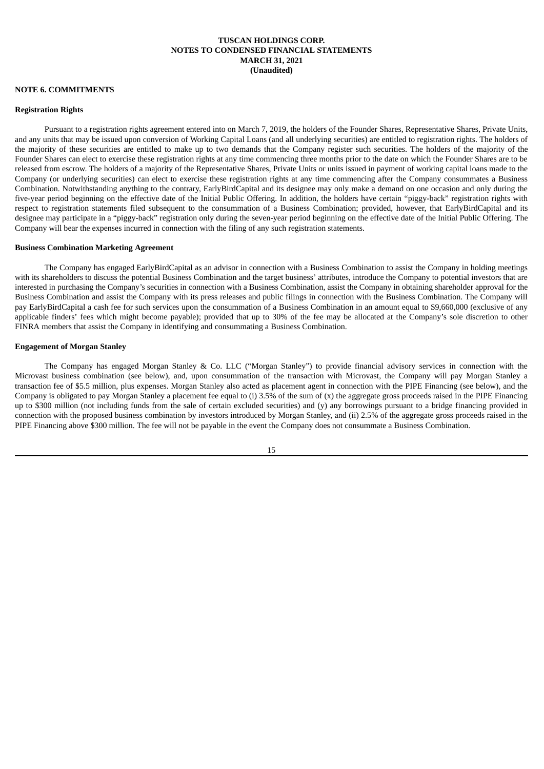**NOTE 6. COMMITMENTS**

**Registration Rights**

Pursuant to a registration rights agreement entered into on March 7, 2019, the holders of the Founder Shares, Representative Shares, Private Units, and any units that may be issued upon conversion of Working Capital Loans (and all underlying securities) are entitled to registration rights. The holders of the majority of these securities are entitled to make up to two demands that the Company register such securities. The holders of the majority of the Founder Shares can elect to exercise these registration rights at any time commencing three months prior to the date on which the Founder Shares are to be released from escrow. The holders of a majority of the Representative Shares, Private Units or units issued in payment of working capital loans made to the Company (or underlying securities) can elect to exercise these registration rights at any time commencing after the Company consummates a Business Combination. Notwithstanding anything to the contrary, EarlyBirdCapital and its designee may only make a demand on one occasion and only during the five-year period beginning on the effective date of the Initial Public Offering. In addition, the holders have certain "piggy-back" registration rights with respect to registration statements filed subsequent to the consummation of a Business Combination; provided, however, that EarlyBirdCapital and its designee may participate in a "piggy-back" registration only during the seven-year period beginning on the effective date of the Initial Public Offering. The Company will bear the expenses incurred in connection with the filing of any such registration statements.

**Business Combination Marketing Agreement**

The Company has engaged EarlyBirdCapital as an advisor in connection with a Business Combination to assist the Company in holding meetings with its shareholders to discuss the potential Business Combination and the target business' attributes, introduce the Company to potential investors that are interested in purchasing the Company's securities in connection with a Business Combination, assist the Company in obtaining shareholder approval for the Business Combination and assist the Company with its press releases and public filings in connection with the Business Combination. The Company will pay EarlyBirdCapital a cash fee for such services upon the consummation of a Business Combination in an amount equal to $9,660,000 (exclusive of any applicable finders' fees which might become payable); provided that up to 30% of the fee may be allocated at the Company's sole discretion to other FINRA members that assist the Company in identifying and consummating a Business Combination.

**Engagement of Morgan Stanley**

The Company has engaged Morgan Stanley & Co. LLC ("Morgan Stanley") to provide financial advisory services in connection with the Microvast business combination (see below), and, upon consummation of the transaction with Microvast, the Company will pay Morgan Stanley a transaction fee of $5.5 million, plus expenses. Morgan Stanley also acted as placement agent in connection with the PIPE Financing (see below), and the Company is obligated to pay Morgan Stanley a placement fee equal to (i) 3.5% of the sum of (x) the aggregate gross proceeds raised in the PIPE Financing up to $300 million (not including funds from the sale of certain excluded securities) and (y) any borrowings pursuant to a bridge financing provided in connection with the proposed business combination by investors introduced by Morgan Stanley, and (ii) 2.5% of the aggregate gross proceeds raised in the PIPE Financing above $300 million. The fee will not be payable in the event the Company does not consummate a Business Combination.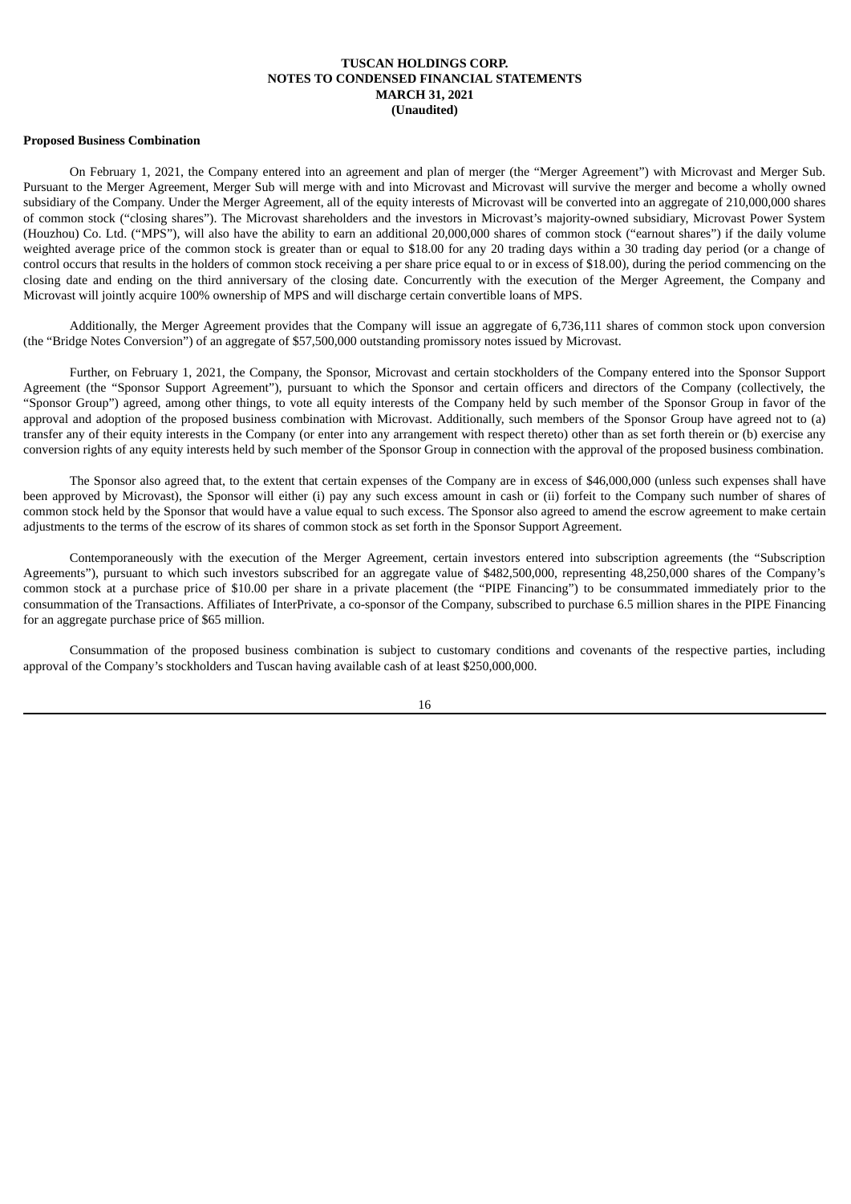**Proposed Business Combination**

On February 1, 2021, the Company entered into an agreement and plan of merger (the "Merger Agreement") with Microvast and Merger Sub. Pursuant to the Merger Agreement, Merger Sub will merge with and into Microvast and Microvast will survive the merger and become a wholly owned subsidiary of the Company. Under the Merger Agreement, all of the equity interests of Microvast will be converted into an aggregate of 210,000,000 shares of common stock ("closing shares"). The Microvast shareholders and the investors in Microvast's majority-owned subsidiary, Microvast Power System (Houzhou) Co. Ltd. ("MPS"), will also have the ability to earn an additional 20,000,000 shares of common stock ("earnout shares") if the daily volume weighted average price of the common stock is greater than or equal to $18.00 for any 20 trading days within a 30 trading day period (or a change of control occurs that results in the holders of common stock receiving a per share price equal to or in excess of $18.00), during the period commencing on the closing date and ending on the third anniversary of the closing date. Concurrently with the execution of the Merger Agreement, the Company and Microvast will jointly acquire 100% ownership of MPS and will discharge certain convertible loans of MPS.

Additionally, the Merger Agreement provides that the Company will issue an aggregate of 6,736,111 shares of common stock upon conversion (the "Bridge Notes Conversion") of an aggregate of $57,500,000 outstanding promissory notes issued by Microvast.

Further, on February 1, 2021, the Company, the Sponsor, Microvast and certain stockholders of the Company entered into the Sponsor Support Agreement (the "Sponsor Support Agreement"), pursuant to which the Sponsor and certain officers and directors of the Company (collectively, the "Sponsor Group") agreed, among other things, to vote all equity interests of the Company held by such member of the Sponsor Group in favor of the approval and adoption of the proposed business combination with Microvast. Additionally, such members of the Sponsor Group have agreed not to (a) transfer any of their equity interests in the Company (or enter into any arrangement with respect thereto) other than as set forth therein or (b) exercise any conversion rights of any equity interests held by such member of the Sponsor Group in connection with the approval of the proposed business combination.

The Sponsor also agreed that, to the extent that certain expenses of the Company are in excess of $46,000,000 (unless such expenses shall have been approved by Microvast), the Sponsor will either (i) pay any such excess amount in cash or (ii) forfeit to the Company such number of shares of common stock held by the Sponsor that would have a value equal to such excess. The Sponsor also agreed to amend the escrow agreement to make certain adjustments to the terms of the escrow of its shares of common stock as set forth in the Sponsor Support Agreement.

Contemporaneously with the execution of the Merger Agreement, certain investors entered into subscription agreements (the "Subscription Agreements"), pursuant to which such investors subscribed for an aggregate value of $482,500,000, representing 48,250,000 shares of the Company's common stock at a purchase price of $10.00 per share in a private placement (the "PIPE Financing") to be consummated immediately prior to the consummation of the Transactions. Affiliates of InterPrivate, a co-sponsor of the Company, subscribed to purchase 6.5 million shares in the PIPE Financing for an aggregate purchase price of $65 million.

Consummation of the proposed business combination is subject to customary conditions and covenants of the respective parties, including approval of the Company's stockholders and Tuscan having available cash of at least $250,000,000.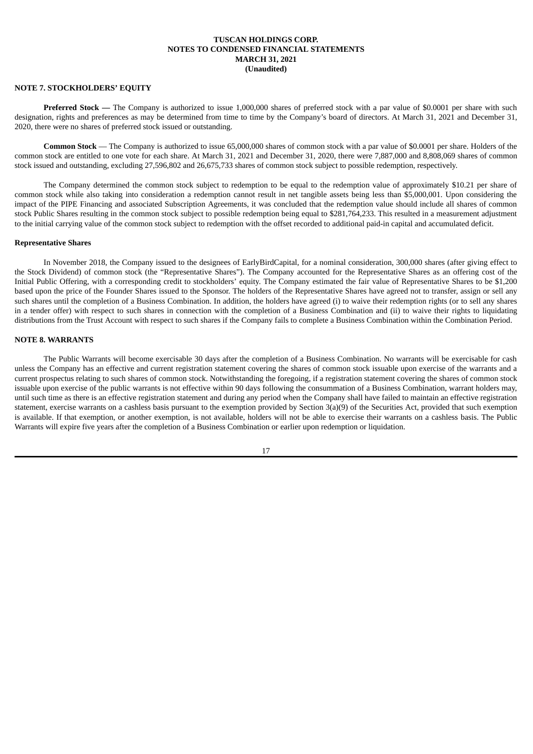## NOTE 7. STOCKHOLDERS' EQUITY

**Preferred Stock —** The Company is authorized to issue 1,000,000 shares of preferred stock with a par value of $0.0001 per share with such designation, rights and preferences as may be determined from time to time by the Company's board of directors. At March 31, 2021 and December 31, 2020, there were no shares of preferred stock issued or outstanding.

**Common Stock** — The Company is authorized to issue 65,000,000 shares of common stock with a par value of $0.0001 per share. Holders of the common stock are entitled to one vote for each share. At March 31, 2021 and December 31, 2020, there were 7,887,000 and 8,808,069 shares of common stock issued and outstanding, excluding 27,596,802 and 26,675,733 shares of common stock subject to possible redemption, respectively.

The Company determined the common stock subject to redemption to be equal to the redemption value of approximately $10.21 per share of common stock while also taking into consideration a redemption cannot result in net tangible assets being less than $5,000,001. Upon considering the impact of the PIPE Financing and associated Subscription Agreements, it was concluded that the redemption value should include all shares of common stock Public Shares resulting in the common stock subject to possible redemption being equal to $281,764,233. This resulted in a measurement adjustment to the initial carrying value of the common stock subject to redemption with the offset recorded to additional paid-in capital and accumulated deficit.

### Representative Shares

In November 2018, the Company issued to the designees of EarlyBirdCapital, for a nominal consideration, 300,000 shares (after giving effect to the Stock Dividend) of common stock (the "Representative Shares"). The Company accounted for the Representative Shares as an offering cost of the Initial Public Offering, with a corresponding credit to stockholders' equity. The Company estimated the fair value of Representative Shares to be $1,200 based upon the price of the Founder Shares issued to the Sponsor. The holders of the Representative Shares have agreed not to transfer, assign or sell any such shares until the completion of a Business Combination. In addition, the holders have agreed (i) to waive their redemption rights (or to sell any shares in a tender offer) with respect to such shares in connection with the completion of a Business Combination and (ii) to waive their rights to liquidating distributions from the Trust Account with respect to such shares if the Company fails to complete a Business Combination within the Combination Period.

## NOTE 8. WARRANTS

The Public Warrants will become exercisable 30 days after the completion of a Business Combination. No warrants will be exercisable for cash unless the Company has an effective and current registration statement covering the shares of common stock issuable upon exercise of the warrants and a current prospectus relating to such shares of common stock. Notwithstanding the foregoing, if a registration statement covering the shares of common stock issuable upon exercise of the public warrants is not effective within 90 days following the consummation of a Business Combination, warrant holders may, until such time as there is an effective registration statement and during any period when the Company shall have failed to maintain an effective registration statement, exercise warrants on a cashless basis pursuant to the exemption provided by Section 3(a)(9) of the Securities Act, provided that such exemption is available. If that exemption, or another exemption, is not available, holders will not be able to exercise their warrants on a cashless basis. The Public Warrants will expire five years after the completion of a Business Combination or earlier upon redemption or liquidation.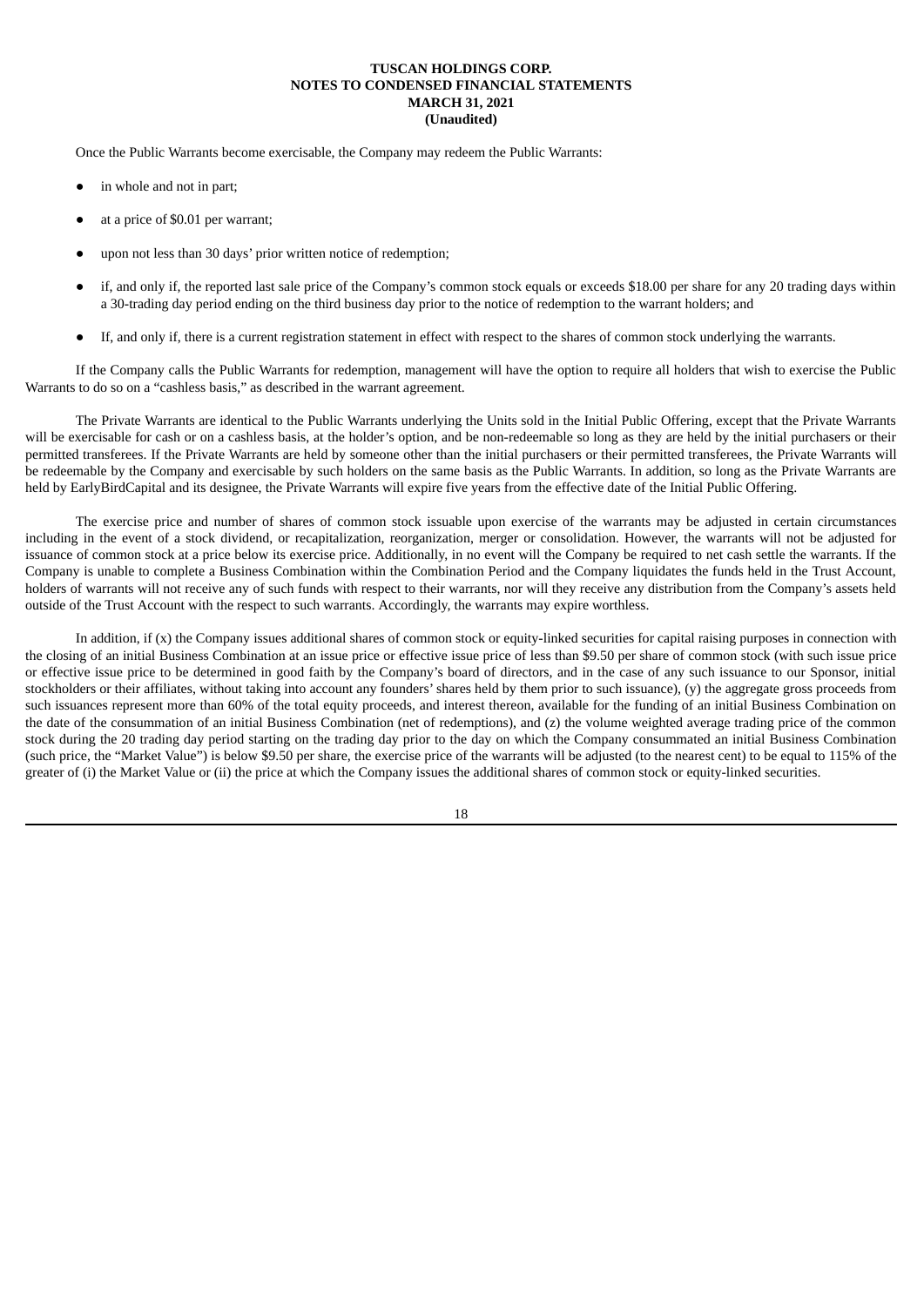Once the Public Warrants become exercisable, the Company may redeem the Public Warrants:

- in whole and not in part;
- at a price of $0.01 per warrant;
- upon not less than 30 days' prior written notice of redemption;
- if, and only if, the reported last sale price of the Company's common stock equals or exceeds $18.00 per share for any 20 trading days within a 30-trading day period ending on the third business day prior to the notice of redemption to the warrant holders; and
- If, and only if, there is a current registration statement in effect with respect to the shares of common stock underlying the warrants.

If the Company calls the Public Warrants for redemption, management will have the option to require all holders that wish to exercise the Public Warrants to do so on a "cashless basis," as described in the warrant agreement.

The Private Warrants are identical to the Public Warrants underlying the Units sold in the Initial Public Offering, except that the Private Warrants will be exercisable for cash or on a cashless basis, at the holder's option, and be non-redeemable so long as they are held by the initial purchasers or their permitted transferees. If the Private Warrants are held by someone other than the initial purchasers or their permitted transferees, the Private Warrants will be redeemable by the Company and exercisable by such holders on the same basis as the Public Warrants. In addition, so long as the Private Warrants are held by EarlyBirdCapital and its designee, the Private Warrants will expire five years from the effective date of the Initial Public Offering.

The exercise price and number of shares of common stock issuable upon exercise of the warrants may be adjusted in certain circumstances including in the event of a stock dividend, or recapitalization, reorganization, merger or consolidation. However, the warrants will not be adjusted for issuance of common stock at a price below its exercise price. Additionally, in no event will the Company be required to net cash settle the warrants. If the Company is unable to complete a Business Combination within the Combination Period and the Company liquidates the funds held in the Trust Account, holders of warrants will not receive any of such funds with respect to their warrants, nor will they receive any distribution from the Company's assets held outside of the Trust Account with the respect to such warrants. Accordingly, the warrants may expire worthless.

In addition, if (x) the Company issues additional shares of common stock or equity-linked securities for capital raising purposes in connection with the closing of an initial Business Combination at an issue price or effective issue price of less than $9.50 per share of common stock (with such issue price or effective issue price to be determined in good faith by the Company's board of directors, and in the case of any such issuance to our Sponsor, initial stockholders or their affiliates, without taking into account any founders' shares held by them prior to such issuance), (y) the aggregate gross proceeds from such issuances represent more than 60% of the total equity proceeds, and interest thereon, available for the funding of an initial Business Combination on the date of the consummation of an initial Business Combination (net of redemptions), and (z) the volume weighted average trading price of the common stock during the 20 trading day period starting on the trading day prior to the day on which the Company consummated an initial Business Combination (such price, the "Market Value") is below $9.50 per share, the exercise price of the warrants will be adjusted (to the nearest cent) to be equal to 115% of the greater of (i) the Market Value or (ii) the price at which the Company issues the additional shares of common stock or equity-linked securities.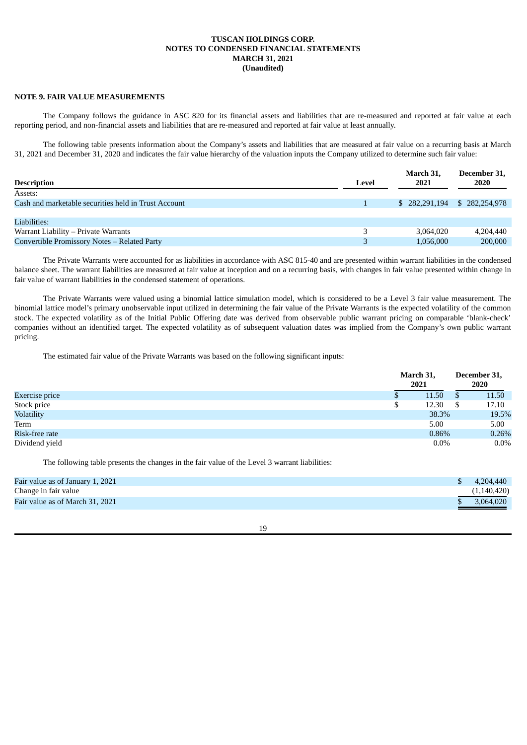**TUSCAN HOLDINGS CORP.**
**NOTES TO CONDENSED FINANCIAL STATEMENTS**
**MARCH 31, 2021**
**(Unaudited)**

**NOTE 9. FAIR VALUE MEASUREMENTS**

The Company follows the guidance in ASC 820 for its financial assets and liabilities that are re-measured and reported at fair value at each reporting period, and non-financial assets and liabilities that are re-measured and reported at fair value at least annually.

The following table presents information about the Company's assets and liabilities that are measured at fair value on a recurring basis at March 31, 2021 and December 31, 2020 and indicates the fair value hierarchy of the valuation inputs the Company utilized to determine such fair value:

| Description | Level | March 31, 2021 | December 31, 2020 |
|---|---|---|---|
| Assets: | | | |
| Cash and marketable securities held in Trust Account | 1 | $ 282,291,194 | $ 282,254,978 |
| | | | |
| Liabilities: | | | |
| Warrant Liability – Private Warrants | 3 | 3,064,020 | 4,204,440 |
| Convertible Promissory Notes – Related Party | 3 | 1,056,000 | 200,000 |

The Private Warrants were accounted for as liabilities in accordance with ASC 815-40 and are presented within warrant liabilities in the condensed balance sheet. The warrant liabilities are measured at fair value at inception and on a recurring basis, with changes in fair value presented within change in fair value of warrant liabilities in the condensed statement of operations.

The Private Warrants were valued using a binomial lattice simulation model, which is considered to be a Level 3 fair value measurement. The binomial lattice model's primary unobservable input utilized in determining the fair value of the Private Warrants is the expected volatility of the common stock. The expected volatility as of the Initial Public Offering date was derived from observable public warrant pricing on comparable 'blank-check' companies without an identified target. The expected volatility as of subsequent valuation dates was implied from the Company's own public warrant pricing.

The estimated fair value of the Private Warrants was based on the following significant inputs:

| | March 31, 2021 | December 31, 2020 |
|---|---|---|
| Exercise price | $ 11.50 | $ 11.50 |
| Stock price | $ 12.30 | $ 17.10 |
| Volatility | 38.3% | 19.5% |
| Term | 5.00 | 5.00 |
| Risk-free rate | 0.86% | 0.26% |
| Dividend yield | 0.0% | 0.0% |

The following table presents the changes in the fair value of the Level 3 warrant liabilities:

| | |
|---|---|
| Fair value as of January 1, 2021 | $ 4,204,440 |
| Change in fair value | (1,140,420) |
| Fair value as of March 31, 2021 | $ 3,064,020 |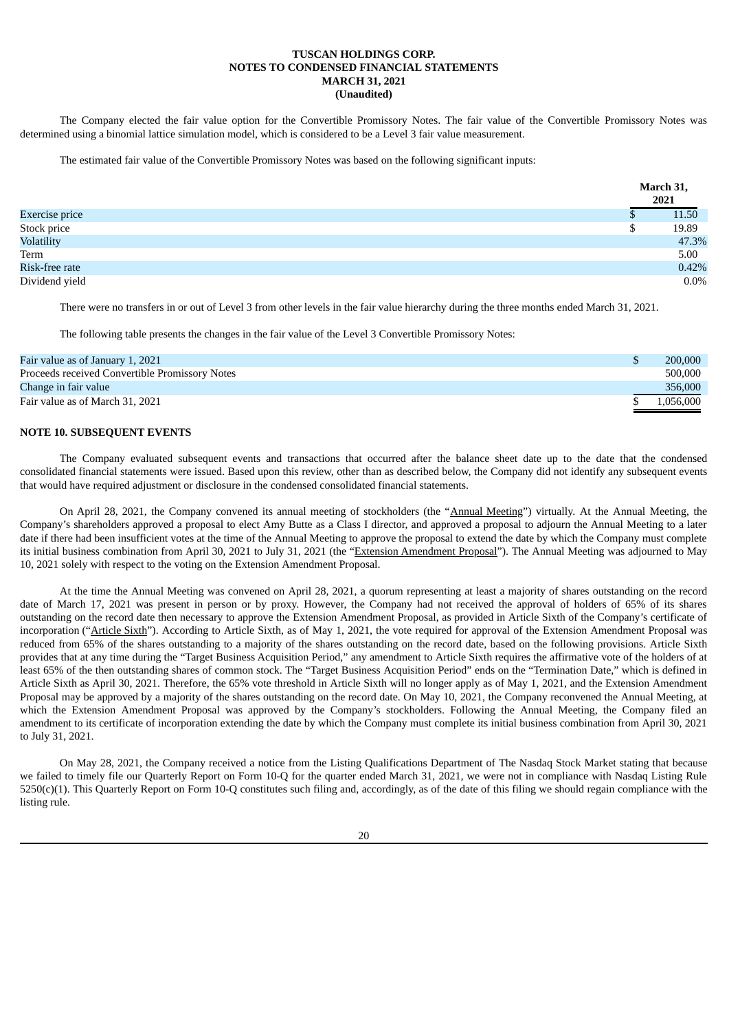The Company elected the fair value option for the Convertible Promissory Notes. The fair value of the Convertible Promissory Notes was determined using a binomial lattice simulation model, which is considered to be a Level 3 fair value measurement.

The estimated fair value of the Convertible Promissory Notes was based on the following significant inputs:

| | March 31, 2021 |
|---|---|
| Exercise price | $ 11.50 |
| Stock price | $ 19.89 |
| Volatility | 47.3% |
| Term | 5.00 |
| Risk-free rate | 0.42% |
| Dividend yield | 0.0% |

There were no transfers in or out of Level 3 from other levels in the fair value hierarchy during the three months ended March 31, 2021.

The following table presents the changes in the fair value of the Level 3 Convertible Promissory Notes:

| | |
|---|---|
| Fair value as of January 1, 2021 | $ 200,000 |
| Proceeds received Convertible Promissory Notes | 500,000 |
| Change in fair value | 356,000 |
| Fair value as of March 31, 2021 | $ 1,056,000 |

## NOTE 10. SUBSEQUENT EVENTS

The Company evaluated subsequent events and transactions that occurred after the balance sheet date up to the date that the condensed consolidated financial statements were issued. Based upon this review, other than as described below, the Company did not identify any subsequent events that would have required adjustment or disclosure in the condensed consolidated financial statements.

On April 28, 2021, the Company convened its annual meeting of stockholders (the "Annual Meeting") virtually. At the Annual Meeting, the Company's shareholders approved a proposal to elect Amy Butte as a Class I director, and approved a proposal to adjourn the Annual Meeting to a later date if there had been insufficient votes at the time of the Annual Meeting to approve the proposal to extend the date by which the Company must complete its initial business combination from April 30, 2021 to July 31, 2021 (the "Extension Amendment Proposal"). The Annual Meeting was adjourned to May 10, 2021 solely with respect to the voting on the Extension Amendment Proposal.

At the time the Annual Meeting was convened on April 28, 2021, a quorum representing at least a majority of shares outstanding on the record date of March 17, 2021 was present in person or by proxy. However, the Company had not received the approval of holders of 65% of its shares outstanding on the record date then necessary to approve the Extension Amendment Proposal, as provided in Article Sixth of the Company's certificate of incorporation ("Article Sixth"). According to Article Sixth, as of May 1, 2021, the vote required for approval of the Extension Amendment Proposal was reduced from 65% of the shares outstanding to a majority of the shares outstanding on the record date, based on the following provisions. Article Sixth provides that at any time during the "Target Business Acquisition Period," any amendment to Article Sixth requires the affirmative vote of the holders of at least 65% of the then outstanding shares of common stock. The "Target Business Acquisition Period" ends on the "Termination Date," which is defined in Article Sixth as April 30, 2021. Therefore, the 65% vote threshold in Article Sixth will no longer apply as of May 1, 2021, and the Extension Amendment Proposal may be approved by a majority of the shares outstanding on the record date. On May 10, 2021, the Company reconvened the Annual Meeting, at which the Extension Amendment Proposal was approved by the Company's stockholders. Following the Annual Meeting, the Company filed an amendment to its certificate of incorporation extending the date by which the Company must complete its initial business combination from April 30, 2021 to July 31, 2021.

On May 28, 2021, the Company received a notice from the Listing Qualifications Department of The Nasdaq Stock Market stating that because we failed to timely file our Quarterly Report on Form 10-Q for the quarter ended March 31, 2021, we were not in compliance with Nasdaq Listing Rule 5250(c)(1). This Quarterly Report on Form 10-Q constitutes such filing and, accordingly, as of the date of this filing we should regain compliance with the listing rule.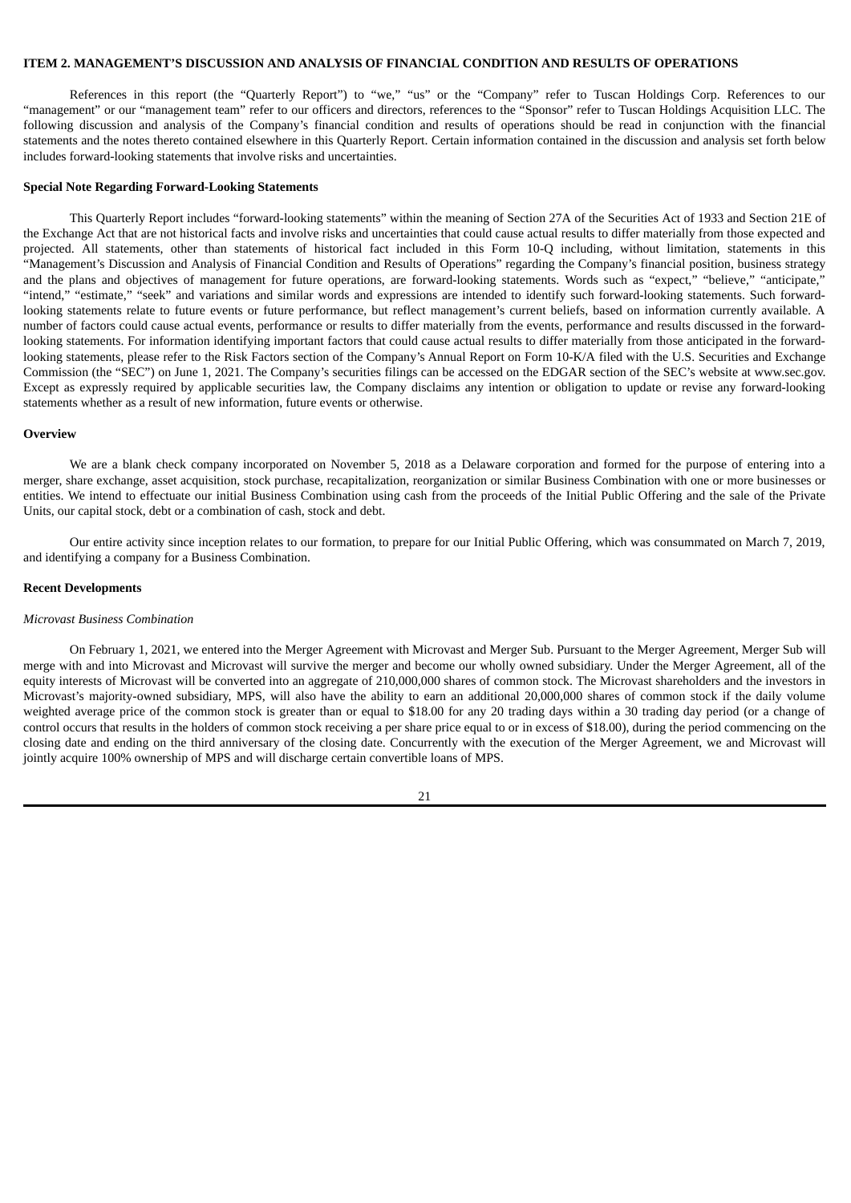## ITEM 2. MANAGEMENT'S DISCUSSION AND ANALYSIS OF FINANCIAL CONDITION AND RESULTS OF OPERATIONS

References in this report (the "Quarterly Report") to "we," "us" or the "Company" refer to Tuscan Holdings Corp. References to our "management" or our "management team" refer to our officers and directors, references to the "Sponsor" refer to Tuscan Holdings Acquisition LLC. The following discussion and analysis of the Company's financial condition and results of operations should be read in conjunction with the financial statements and the notes thereto contained elsewhere in this Quarterly Report. Certain information contained in the discussion and analysis set forth below includes forward-looking statements that involve risks and uncertainties.

### Special Note Regarding Forward-Looking Statements

This Quarterly Report includes "forward-looking statements" within the meaning of Section 27A of the Securities Act of 1933 and Section 21E of the Exchange Act that are not historical facts and involve risks and uncertainties that could cause actual results to differ materially from those expected and projected. All statements, other than statements of historical fact included in this Form 10-Q including, without limitation, statements in this "Management's Discussion and Analysis of Financial Condition and Results of Operations" regarding the Company's financial position, business strategy and the plans and objectives of management for future operations, are forward-looking statements. Words such as "expect," "believe," "anticipate," "intend," "estimate," "seek" and variations and similar words and expressions are intended to identify such forward-looking statements. Such forward-looking statements relate to future events or future performance, but reflect management's current beliefs, based on information currently available. A number of factors could cause actual events, performance or results to differ materially from the events, performance and results discussed in the forward-looking statements. For information identifying important factors that could cause actual results to differ materially from those anticipated in the forward-looking statements, please refer to the Risk Factors section of the Company's Annual Report on Form 10-K/A filed with the U.S. Securities and Exchange Commission (the "SEC") on June 1, 2021. The Company's securities filings can be accessed on the EDGAR section of the SEC's website at www.sec.gov. Except as expressly required by applicable securities law, the Company disclaims any intention or obligation to update or revise any forward-looking statements whether as a result of new information, future events or otherwise.

### Overview

We are a blank check company incorporated on November 5, 2018 as a Delaware corporation and formed for the purpose of entering into a merger, share exchange, asset acquisition, stock purchase, recapitalization, reorganization or similar Business Combination with one or more businesses or entities. We intend to effectuate our initial Business Combination using cash from the proceeds of the Initial Public Offering and the sale of the Private Units, our capital stock, debt or a combination of cash, stock and debt.

Our entire activity since inception relates to our formation, to prepare for our Initial Public Offering, which was consummated on March 7, 2019, and identifying a company for a Business Combination.

### Recent Developments

*Microvast Business Combination*

On February 1, 2021, we entered into the Merger Agreement with Microvast and Merger Sub. Pursuant to the Merger Agreement, Merger Sub will merge with and into Microvast and Microvast will survive the merger and become our wholly owned subsidiary. Under the Merger Agreement, all of the equity interests of Microvast will be converted into an aggregate of 210,000,000 shares of common stock. The Microvast shareholders and the investors in Microvast's majority-owned subsidiary, MPS, will also have the ability to earn an additional 20,000,000 shares of common stock if the daily volume weighted average price of the common stock is greater than or equal to $18.00 for any 20 trading days within a 30 trading day period (or a change of control occurs that results in the holders of common stock receiving a per share price equal to or in excess of $18.00), during the period commencing on the closing date and ending on the third anniversary of the closing date. Concurrently with the execution of the Merger Agreement, we and Microvast will jointly acquire 100% ownership of MPS and will discharge certain convertible loans of MPS.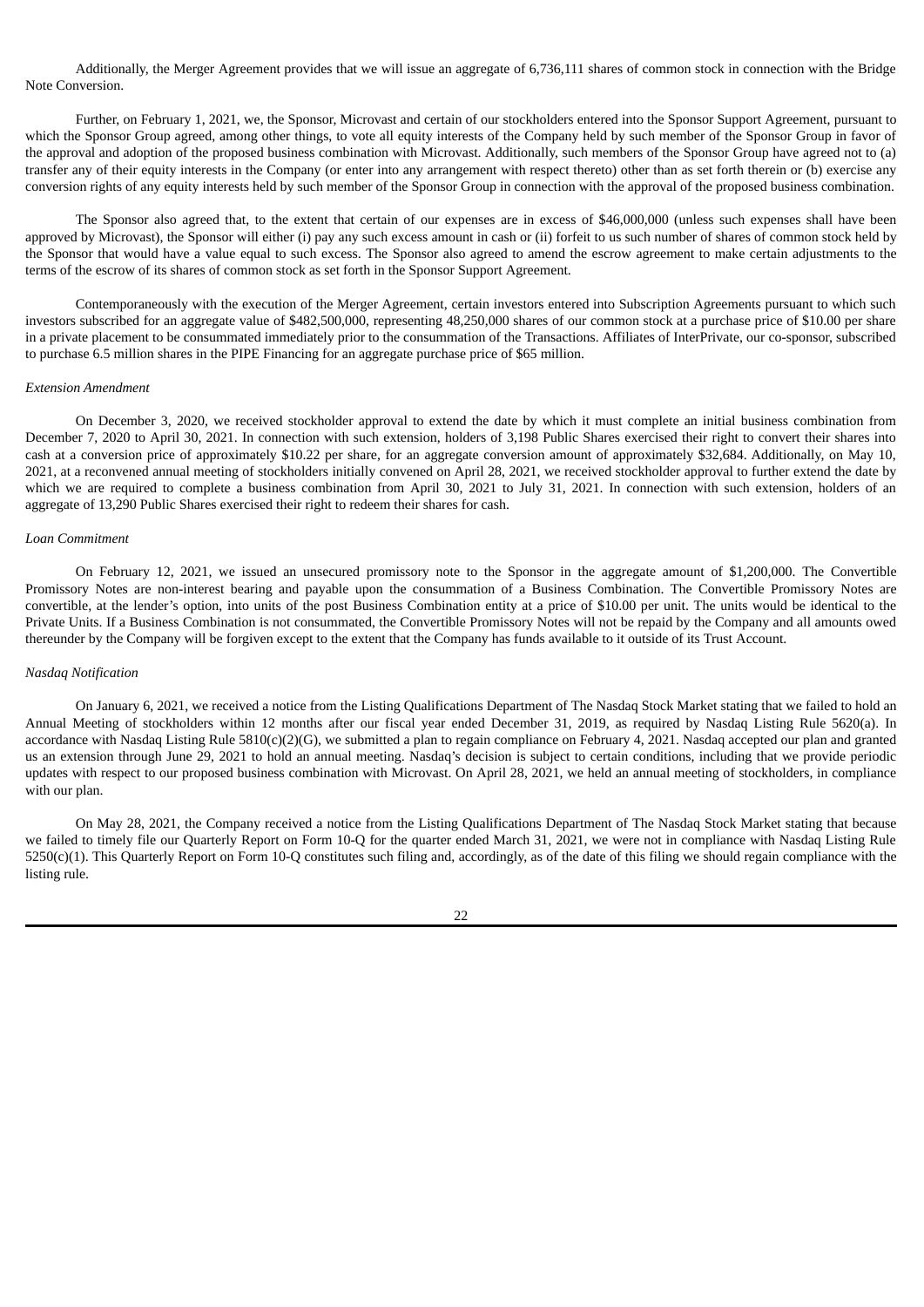Additionally, the Merger Agreement provides that we will issue an aggregate of 6,736,111 shares of common stock in connection with the Bridge Note Conversion.

Further, on February 1, 2021, we, the Sponsor, Microvast and certain of our stockholders entered into the Sponsor Support Agreement, pursuant to which the Sponsor Group agreed, among other things, to vote all equity interests of the Company held by such member of the Sponsor Group in favor of the approval and adoption of the proposed business combination with Microvast. Additionally, such members of the Sponsor Group have agreed not to (a) transfer any of their equity interests in the Company (or enter into any arrangement with respect thereto) other than as set forth therein or (b) exercise any conversion rights of any equity interests held by such member of the Sponsor Group in connection with the approval of the proposed business combination.

The Sponsor also agreed that, to the extent that certain of our expenses are in excess of $46,000,000 (unless such expenses shall have been approved by Microvast), the Sponsor will either (i) pay any such excess amount in cash or (ii) forfeit to us such number of shares of common stock held by the Sponsor that would have a value equal to such excess. The Sponsor also agreed to amend the escrow agreement to make certain adjustments to the terms of the escrow of its shares of common stock as set forth in the Sponsor Support Agreement.

Contemporaneously with the execution of the Merger Agreement, certain investors entered into Subscription Agreements pursuant to which such investors subscribed for an aggregate value of $482,500,000, representing 48,250,000 shares of our common stock at a purchase price of $10.00 per share in a private placement to be consummated immediately prior to the consummation of the Transactions. Affiliates of InterPrivate, our co-sponsor, subscribed to purchase 6.5 million shares in the PIPE Financing for an aggregate purchase price of $65 million.

*Extension Amendment*

On December 3, 2020, we received stockholder approval to extend the date by which it must complete an initial business combination from December 7, 2020 to April 30, 2021. In connection with such extension, holders of 3,198 Public Shares exercised their right to convert their shares into cash at a conversion price of approximately $10.22 per share, for an aggregate conversion amount of approximately $32,684. Additionally, on May 10, 2021, at a reconvened annual meeting of stockholders initially convened on April 28, 2021, we received stockholder approval to further extend the date by which we are required to complete a business combination from April 30, 2021 to July 31, 2021. In connection with such extension, holders of an aggregate of 13,290 Public Shares exercised their right to redeem their shares for cash.

*Loan Commitment*

On February 12, 2021, we issued an unsecured promissory note to the Sponsor in the aggregate amount of $1,200,000. The Convertible Promissory Notes are non-interest bearing and payable upon the consummation of a Business Combination. The Convertible Promissory Notes are convertible, at the lender's option, into units of the post Business Combination entity at a price of $10.00 per unit. The units would be identical to the Private Units. If a Business Combination is not consummated, the Convertible Promissory Notes will not be repaid by the Company and all amounts owed thereunder by the Company will be forgiven except to the extent that the Company has funds available to it outside of its Trust Account.

*Nasdaq Notification*

On January 6, 2021, we received a notice from the Listing Qualifications Department of The Nasdaq Stock Market stating that we failed to hold an Annual Meeting of stockholders within 12 months after our fiscal year ended December 31, 2019, as required by Nasdaq Listing Rule 5620(a). In accordance with Nasdaq Listing Rule 5810(c)(2)(G), we submitted a plan to regain compliance on February 4, 2021. Nasdaq accepted our plan and granted us an extension through June 29, 2021 to hold an annual meeting. Nasdaq's decision is subject to certain conditions, including that we provide periodic updates with respect to our proposed business combination with Microvast. On April 28, 2021, we held an annual meeting of stockholders, in compliance with our plan.

On May 28, 2021, the Company received a notice from the Listing Qualifications Department of The Nasdaq Stock Market stating that because we failed to timely file our Quarterly Report on Form 10-Q for the quarter ended March 31, 2021, we were not in compliance with Nasdaq Listing Rule 5250(c)(1). This Quarterly Report on Form 10-Q constitutes such filing and, accordingly, as of the date of this filing we should regain compliance with the listing rule.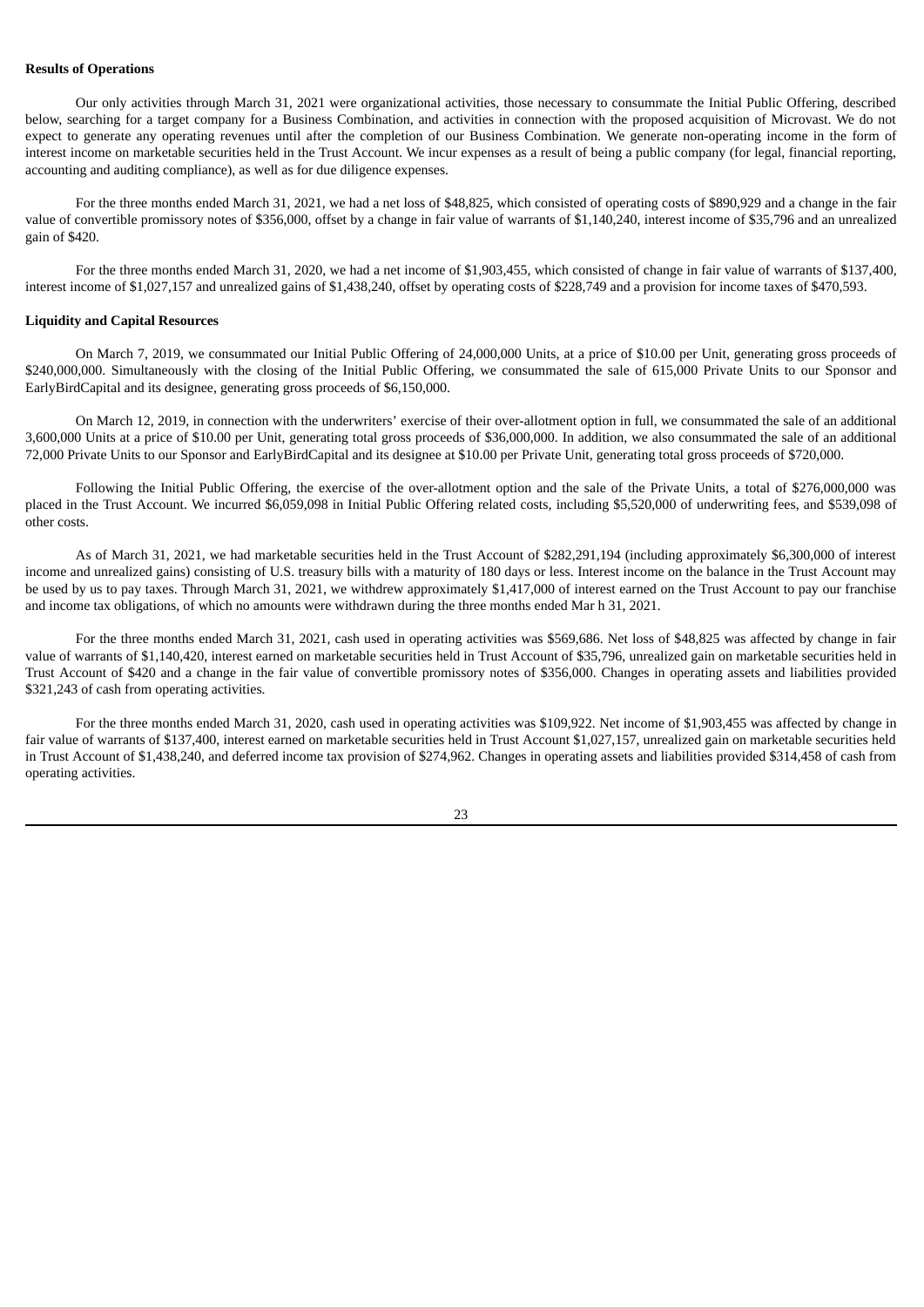**Results of Operations**

Our only activities through March 31, 2021 were organizational activities, those necessary to consummate the Initial Public Offering, described below, searching for a target company for a Business Combination, and activities in connection with the proposed acquisition of Microvast. We do not expect to generate any operating revenues until after the completion of our Business Combination. We generate non-operating income in the form of interest income on marketable securities held in the Trust Account. We incur expenses as a result of being a public company (for legal, financial reporting, accounting and auditing compliance), as well as for due diligence expenses.

For the three months ended March 31, 2021, we had a net loss of $48,825, which consisted of operating costs of $890,929 and a change in the fair value of convertible promissory notes of $356,000, offset by a change in fair value of warrants of $1,140,240, interest income of $35,796 and an unrealized gain of $420.

For the three months ended March 31, 2020, we had a net income of $1,903,455, which consisted of change in fair value of warrants of $137,400, interest income of $1,027,157 and unrealized gains of $1,438,240, offset by operating costs of $228,749 and a provision for income taxes of $470,593.

**Liquidity and Capital Resources**

On March 7, 2019, we consummated our Initial Public Offering of 24,000,000 Units, at a price of $10.00 per Unit, generating gross proceeds of $240,000,000. Simultaneously with the closing of the Initial Public Offering, we consummated the sale of 615,000 Private Units to our Sponsor and EarlyBirdCapital and its designee, generating gross proceeds of $6,150,000.

On March 12, 2019, in connection with the underwriters' exercise of their over-allotment option in full, we consummated the sale of an additional 3,600,000 Units at a price of $10.00 per Unit, generating total gross proceeds of $36,000,000. In addition, we also consummated the sale of an additional 72,000 Private Units to our Sponsor and EarlyBirdCapital and its designee at $10.00 per Private Unit, generating total gross proceeds of $720,000.

Following the Initial Public Offering, the exercise of the over-allotment option and the sale of the Private Units, a total of $276,000,000 was placed in the Trust Account. We incurred $6,059,098 in Initial Public Offering related costs, including $5,520,000 of underwriting fees, and $539,098 of other costs.

As of March 31, 2021, we had marketable securities held in the Trust Account of $282,291,194 (including approximately $6,300,000 of interest income and unrealized gains) consisting of U.S. treasury bills with a maturity of 180 days or less. Interest income on the balance in the Trust Account may be used by us to pay taxes. Through March 31, 2021, we withdrew approximately $1,417,000 of interest earned on the Trust Account to pay our franchise and income tax obligations, of which no amounts were withdrawn during the three months ended Mar h 31, 2021.

For the three months ended March 31, 2021, cash used in operating activities was $569,686. Net loss of $48,825 was affected by change in fair value of warrants of $1,140,420, interest earned on marketable securities held in Trust Account of $35,796, unrealized gain on marketable securities held in Trust Account of $420 and a change in the fair value of convertible promissory notes of $356,000. Changes in operating assets and liabilities provided $321,243 of cash from operating activities.

For the three months ended March 31, 2020, cash used in operating activities was $109,922. Net income of $1,903,455 was affected by change in fair value of warrants of $137,400, interest earned on marketable securities held in Trust Account $1,027,157, unrealized gain on marketable securities held in Trust Account of $1,438,240, and deferred income tax provision of $274,962. Changes in operating assets and liabilities provided $314,458 of cash from operating activities.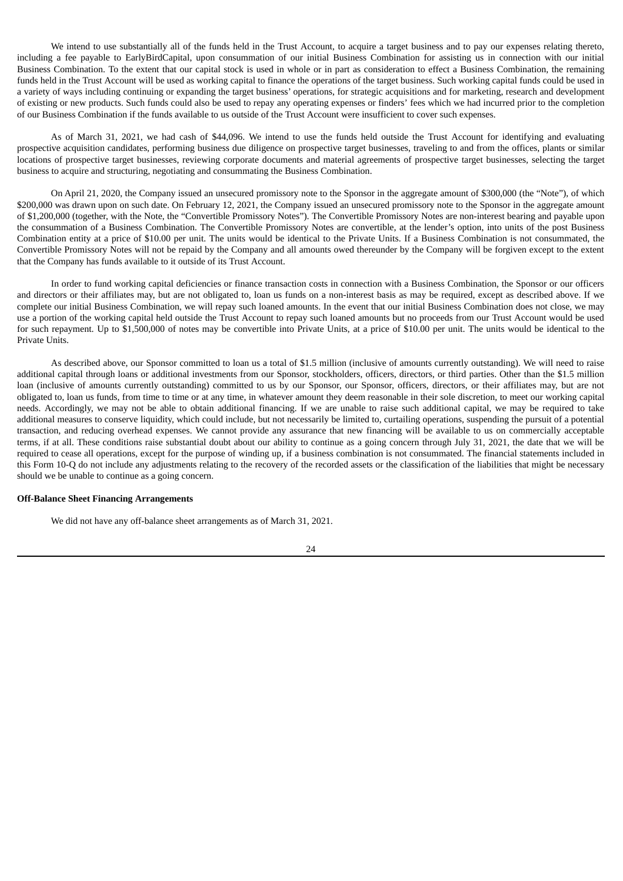We intend to use substantially all of the funds held in the Trust Account, to acquire a target business and to pay our expenses relating thereto, including a fee payable to EarlyBirdCapital, upon consummation of our initial Business Combination for assisting us in connection with our initial Business Combination. To the extent that our capital stock is used in whole or in part as consideration to effect a Business Combination, the remaining funds held in the Trust Account will be used as working capital to finance the operations of the target business. Such working capital funds could be used in a variety of ways including continuing or expanding the target business' operations, for strategic acquisitions and for marketing, research and development of existing or new products. Such funds could also be used to repay any operating expenses or finders' fees which we had incurred prior to the completion of our Business Combination if the funds available to us outside of the Trust Account were insufficient to cover such expenses.

As of March 31, 2021, we had cash of $44,096. We intend to use the funds held outside the Trust Account for identifying and evaluating prospective acquisition candidates, performing business due diligence on prospective target businesses, traveling to and from the offices, plants or similar locations of prospective target businesses, reviewing corporate documents and material agreements of prospective target businesses, selecting the target business to acquire and structuring, negotiating and consummating the Business Combination.

On April 21, 2020, the Company issued an unsecured promissory note to the Sponsor in the aggregate amount of $300,000 (the "Note"), of which $200,000 was drawn upon on such date. On February 12, 2021, the Company issued an unsecured promissory note to the Sponsor in the aggregate amount of $1,200,000 (together, with the Note, the "Convertible Promissory Notes"). The Convertible Promissory Notes are non-interest bearing and payable upon the consummation of a Business Combination. The Convertible Promissory Notes are convertible, at the lender's option, into units of the post Business Combination entity at a price of $10.00 per unit. The units would be identical to the Private Units. If a Business Combination is not consummated, the Convertible Promissory Notes will not be repaid by the Company and all amounts owed thereunder by the Company will be forgiven except to the extent that the Company has funds available to it outside of its Trust Account.

In order to fund working capital deficiencies or finance transaction costs in connection with a Business Combination, the Sponsor or our officers and directors or their affiliates may, but are not obligated to, loan us funds on a non-interest basis as may be required, except as described above. If we complete our initial Business Combination, we will repay such loaned amounts. In the event that our initial Business Combination does not close, we may use a portion of the working capital held outside the Trust Account to repay such loaned amounts but no proceeds from our Trust Account would be used for such repayment. Up to $1,500,000 of notes may be convertible into Private Units, at a price of $10.00 per unit. The units would be identical to the Private Units.

As described above, our Sponsor committed to loan us a total of $1.5 million (inclusive of amounts currently outstanding). We will need to raise additional capital through loans or additional investments from our Sponsor, stockholders, officers, directors, or third parties. Other than the $1.5 million loan (inclusive of amounts currently outstanding) committed to us by our Sponsor, our Sponsor, officers, directors, or their affiliates may, but are not obligated to, loan us funds, from time to time or at any time, in whatever amount they deem reasonable in their sole discretion, to meet our working capital needs. Accordingly, we may not be able to obtain additional financing. If we are unable to raise such additional capital, we may be required to take additional measures to conserve liquidity, which could include, but not necessarily be limited to, curtailing operations, suspending the pursuit of a potential transaction, and reducing overhead expenses. We cannot provide any assurance that new financing will be available to us on commercially acceptable terms, if at all. These conditions raise substantial doubt about our ability to continue as a going concern through July 31, 2021, the date that we will be required to cease all operations, except for the purpose of winding up, if a business combination is not consummated. The financial statements included in this Form 10-Q do not include any adjustments relating to the recovery of the recorded assets or the classification of the liabilities that might be necessary should we be unable to continue as a going concern.

**Off-Balance Sheet Financing Arrangements**

We did not have any off-balance sheet arrangements as of March 31, 2021.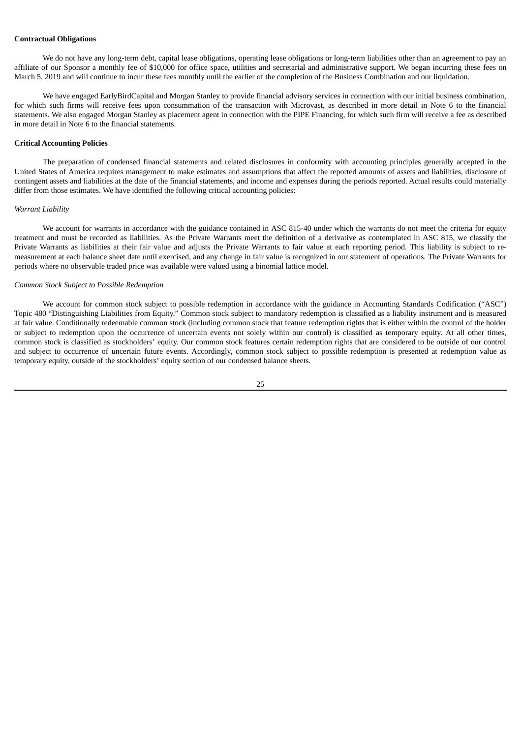**Contractual Obligations**

We do not have any long-term debt, capital lease obligations, operating lease obligations or long-term liabilities other than an agreement to pay an affiliate of our Sponsor a monthly fee of $10,000 for office space, utilities and secretarial and administrative support. We began incurring these fees on March 5, 2019 and will continue to incur these fees monthly until the earlier of the completion of the Business Combination and our liquidation.

We have engaged EarlyBirdCapital and Morgan Stanley to provide financial advisory services in connection with our initial business combination, for which such firms will receive fees upon consummation of the transaction with Microvast, as described in more detail in Note 6 to the financial statements. We also engaged Morgan Stanley as placement agent in connection with the PIPE Financing, for which such firm will receive a fee as described in more detail in Note 6 to the financial statements.

**Critical Accounting Policies**

The preparation of condensed financial statements and related disclosures in conformity with accounting principles generally accepted in the United States of America requires management to make estimates and assumptions that affect the reported amounts of assets and liabilities, disclosure of contingent assets and liabilities at the date of the financial statements, and income and expenses during the periods reported. Actual results could materially differ from those estimates. We have identified the following critical accounting policies:

*Warrant Liability*

We account for warrants in accordance with the guidance contained in ASC 815-40 under which the warrants do not meet the criteria for equity treatment and must be recorded as liabilities. As the Private Warrants meet the definition of a derivative as contemplated in ASC 815, we classify the Private Warrants as liabilities at their fair value and adjusts the Private Warrants to fair value at each reporting period. This liability is subject to re-measurement at each balance sheet date until exercised, and any change in fair value is recognized in our statement of operations. The Private Warrants for periods where no observable traded price was available were valued using a binomial lattice model.

*Common Stock Subject to Possible Redemption*

We account for common stock subject to possible redemption in accordance with the guidance in Accounting Standards Codification ("ASC") Topic 480 "Distinguishing Liabilities from Equity." Common stock subject to mandatory redemption is classified as a liability instrument and is measured at fair value. Conditionally redeemable common stock (including common stock that feature redemption rights that is either within the control of the holder or subject to redemption upon the occurrence of uncertain events not solely within our control) is classified as temporary equity. At all other times, common stock is classified as stockholders' equity. Our common stock features certain redemption rights that are considered to be outside of our control and subject to occurrence of uncertain future events. Accordingly, common stock subject to possible redemption is presented at redemption value as temporary equity, outside of the stockholders' equity section of our condensed balance sheets.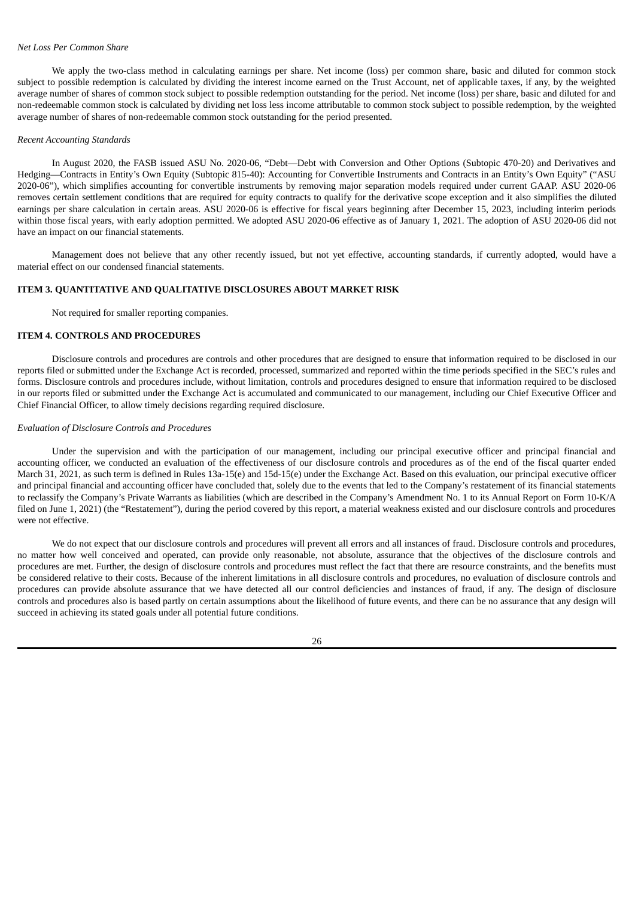*Net Loss Per Common Share*

We apply the two-class method in calculating earnings per share. Net income (loss) per common share, basic and diluted for common stock subject to possible redemption is calculated by dividing the interest income earned on the Trust Account, net of applicable taxes, if any, by the weighted average number of shares of common stock subject to possible redemption outstanding for the period. Net income (loss) per share, basic and diluted for and non-redeemable common stock is calculated by dividing net loss less income attributable to common stock subject to possible redemption, by the weighted average number of shares of non-redeemable common stock outstanding for the period presented.

*Recent Accounting Standards*

In August 2020, the FASB issued ASU No. 2020-06, "Debt—Debt with Conversion and Other Options (Subtopic 470-20) and Derivatives and Hedging—Contracts in Entity's Own Equity (Subtopic 815-40): Accounting for Convertible Instruments and Contracts in an Entity's Own Equity" ("ASU 2020-06"), which simplifies accounting for convertible instruments by removing major separation models required under current GAAP. ASU 2020-06 removes certain settlement conditions that are required for equity contracts to qualify for the derivative scope exception and it also simplifies the diluted earnings per share calculation in certain areas. ASU 2020-06 is effective for fiscal years beginning after December 15, 2023, including interim periods within those fiscal years, with early adoption permitted. We adopted ASU 2020-06 effective as of January 1, 2021. The adoption of ASU 2020-06 did not have an impact on our financial statements.

Management does not believe that any other recently issued, but not yet effective, accounting standards, if currently adopted, would have a material effect on our condensed financial statements.

## ITEM 3. QUANTITATIVE AND QUALITATIVE DISCLOSURES ABOUT MARKET RISK

Not required for smaller reporting companies.

## ITEM 4. CONTROLS AND PROCEDURES

Disclosure controls and procedures are controls and other procedures that are designed to ensure that information required to be disclosed in our reports filed or submitted under the Exchange Act is recorded, processed, summarized and reported within the time periods specified in the SEC's rules and forms. Disclosure controls and procedures include, without limitation, controls and procedures designed to ensure that information required to be disclosed in our reports filed or submitted under the Exchange Act is accumulated and communicated to our management, including our Chief Executive Officer and Chief Financial Officer, to allow timely decisions regarding required disclosure.

*Evaluation of Disclosure Controls and Procedures*

Under the supervision and with the participation of our management, including our principal executive officer and principal financial and accounting officer, we conducted an evaluation of the effectiveness of our disclosure controls and procedures as of the end of the fiscal quarter ended March 31, 2021, as such term is defined in Rules 13a-15(e) and 15d-15(e) under the Exchange Act. Based on this evaluation, our principal executive officer and principal financial and accounting officer have concluded that, solely due to the events that led to the Company's restatement of its financial statements to reclassify the Company's Private Warrants as liabilities (which are described in the Company's Amendment No. 1 to its Annual Report on Form 10-K/A filed on June 1, 2021) (the "Restatement"), during the period covered by this report, a material weakness existed and our disclosure controls and procedures were not effective.

We do not expect that our disclosure controls and procedures will prevent all errors and all instances of fraud. Disclosure controls and procedures, no matter how well conceived and operated, can provide only reasonable, not absolute, assurance that the objectives of the disclosure controls and procedures are met. Further, the design of disclosure controls and procedures must reflect the fact that there are resource constraints, and the benefits must be considered relative to their costs. Because of the inherent limitations in all disclosure controls and procedures, no evaluation of disclosure controls and procedures can provide absolute assurance that we have detected all our control deficiencies and instances of fraud, if any. The design of disclosure controls and procedures also is based partly on certain assumptions about the likelihood of future events, and there can be no assurance that any design will succeed in achieving its stated goals under all potential future conditions.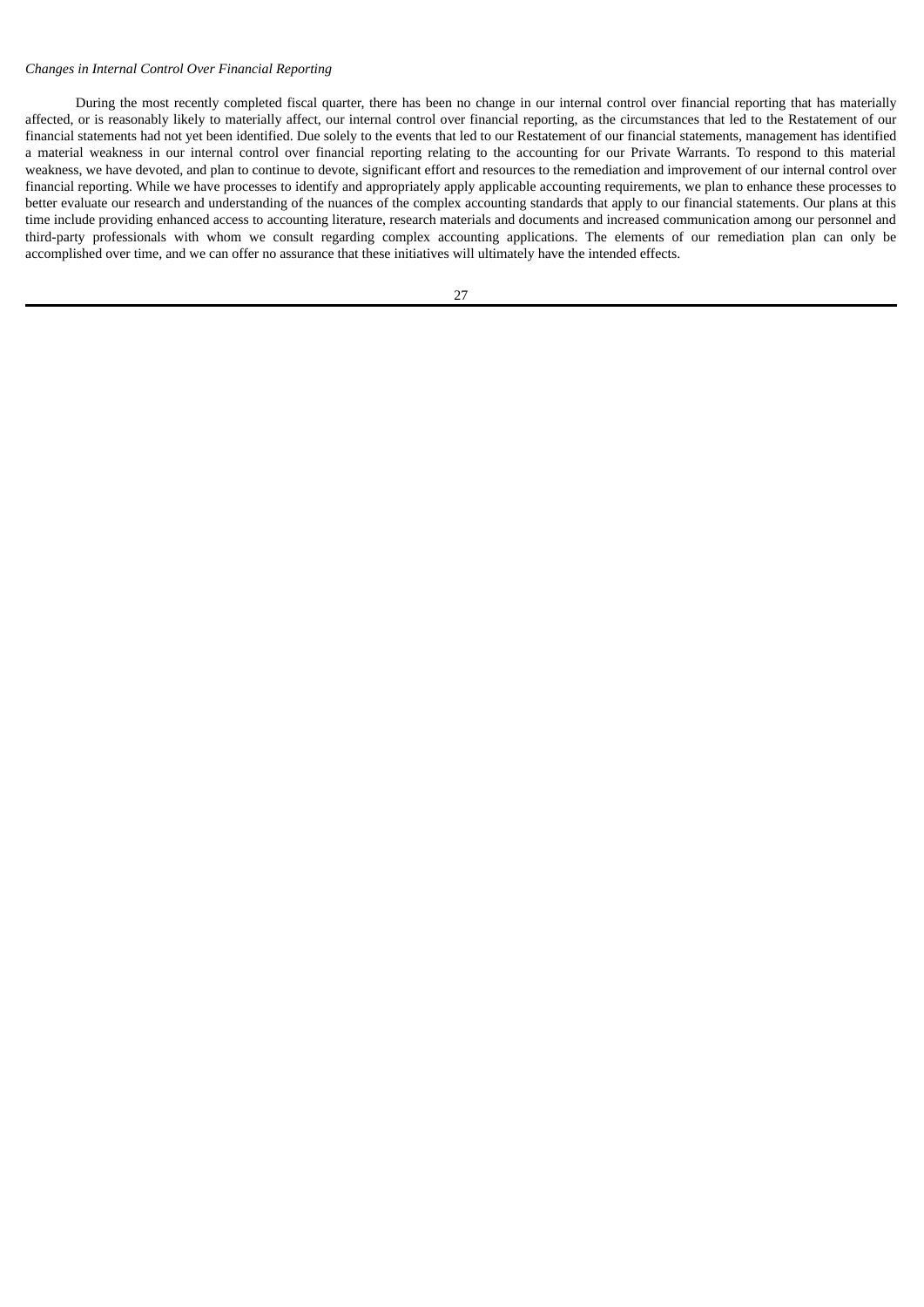*Changes in Internal Control Over Financial Reporting*

During the most recently completed fiscal quarter, there has been no change in our internal control over financial reporting that has materially affected, or is reasonably likely to materially affect, our internal control over financial reporting, as the circumstances that led to the Restatement of our financial statements had not yet been identified. Due solely to the events that led to our Restatement of our financial statements, management has identified a material weakness in our internal control over financial reporting relating to the accounting for our Private Warrants. To respond to this material weakness, we have devoted, and plan to continue to devote, significant effort and resources to the remediation and improvement of our internal control over financial reporting. While we have processes to identify and appropriately apply applicable accounting requirements, we plan to enhance these processes to better evaluate our research and understanding of the nuances of the complex accounting standards that apply to our financial statements. Our plans at this time include providing enhanced access to accounting literature, research materials and documents and increased communication among our personnel and third-party professionals with whom we consult regarding complex accounting applications. The elements of our remediation plan can only be accomplished over time, and we can offer no assurance that these initiatives will ultimately have the intended effects.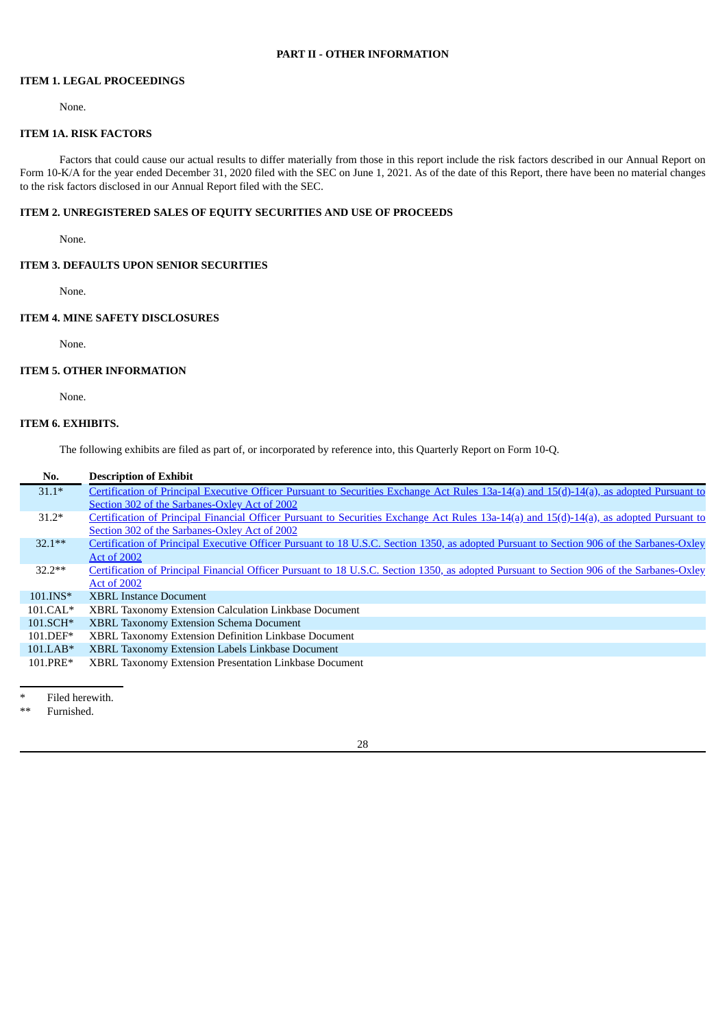## PART II - OTHER INFORMATION

### ITEM 1. LEGAL PROCEEDINGS

None.

### ITEM 1A. RISK FACTORS

Factors that could cause our actual results to differ materially from those in this report include the risk factors described in our Annual Report on Form 10-K/A for the year ended December 31, 2020 filed with the SEC on June 1, 2021. As of the date of this Report, there have been no material changes to the risk factors disclosed in our Annual Report filed with the SEC.

### ITEM 2. UNREGISTERED SALES OF EQUITY SECURITIES AND USE OF PROCEEDS

None.

### ITEM 3. DEFAULTS UPON SENIOR SECURITIES

None.

### ITEM 4. MINE SAFETY DISCLOSURES

None.

### ITEM 5. OTHER INFORMATION

None.

### ITEM 6. EXHIBITS.

The following exhibits are filed as part of, or incorporated by reference into, this Quarterly Report on Form 10-Q.

| No. | Description of Exhibit |
|---|---|
| 31.1* | Certification of Principal Executive Officer Pursuant to Securities Exchange Act Rules 13a-14(a) and 15(d)-14(a), as adopted Pursuant to Section 302 of the Sarbanes-Oxley Act of 2002 |
| 31.2* | Certification of Principal Financial Officer Pursuant to Securities Exchange Act Rules 13a-14(a) and 15(d)-14(a), as adopted Pursuant to Section 302 of the Sarbanes-Oxley Act of 2002 |
| 32.1** | Certification of Principal Executive Officer Pursuant to 18 U.S.C. Section 1350, as adopted Pursuant to Section 906 of the Sarbanes-Oxley Act of 2002 |
| 32.2** | Certification of Principal Financial Officer Pursuant to 18 U.S.C. Section 1350, as adopted Pursuant to Section 906 of the Sarbanes-Oxley Act of 2002 |
| 101.INS* | XBRL Instance Document |
| 101.CAL* | XBRL Taxonomy Extension Calculation Linkbase Document |
| 101.SCH* | XBRL Taxonomy Extension Schema Document |
| 101.DEF* | XBRL Taxonomy Extension Definition Linkbase Document |
| 101.LAB* | XBRL Taxonomy Extension Labels Linkbase Document |
| 101.PRE* | XBRL Taxonomy Extension Presentation Linkbase Document |

\* Filed herewith.

\** Furnished.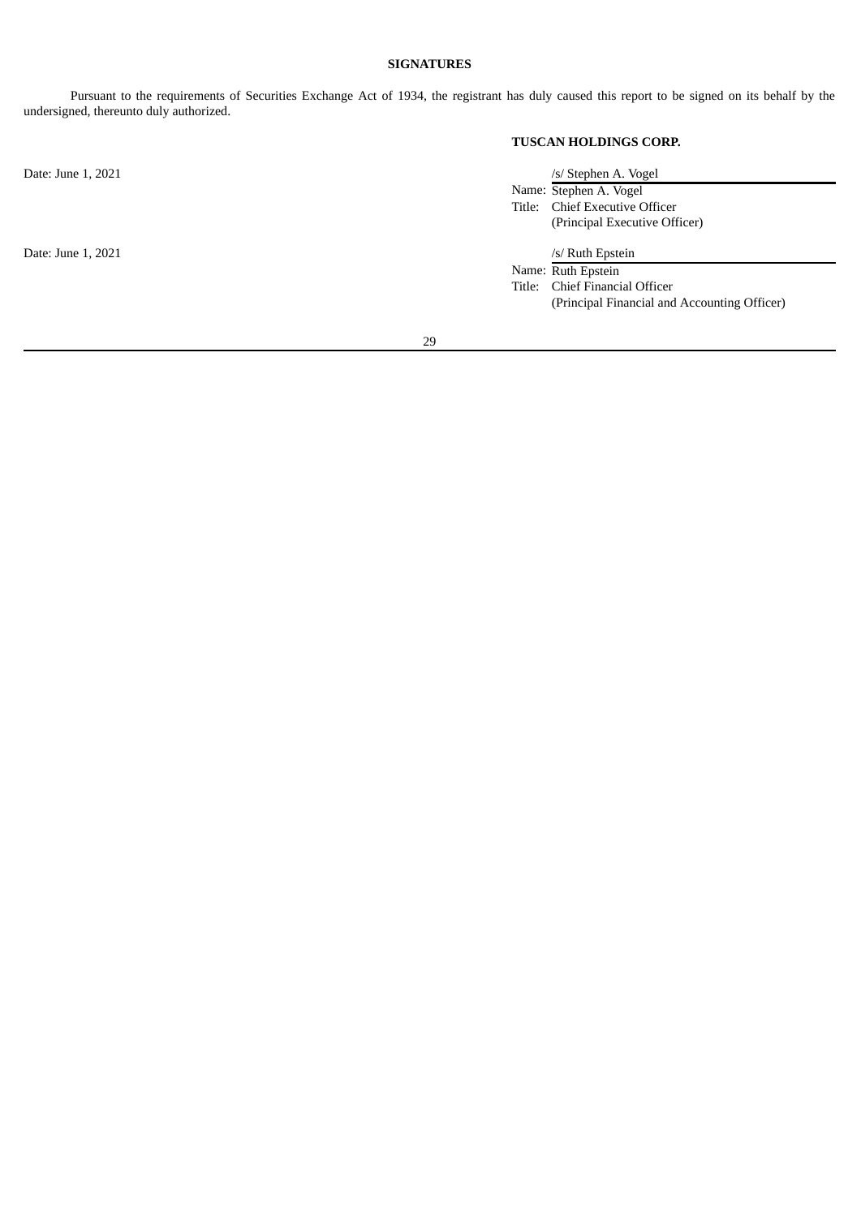## SIGNATURES

Pursuant to the requirements of Securities Exchange Act of 1934, the registrant has duly caused this report to be signed on its behalf by the undersigned, thereunto duly authorized.

**TUSCAN HOLDINGS CORP.**

Date: June 1, 2021

/s/ Stephen A. Vogel
Name: Stephen A. Vogel
Title: Chief Executive Officer
(Principal Executive Officer)

Date: June 1, 2021

/s/ Ruth Epstein
Name: Ruth Epstein
Title: Chief Financial Officer
(Principal Financial and Accounting Officer)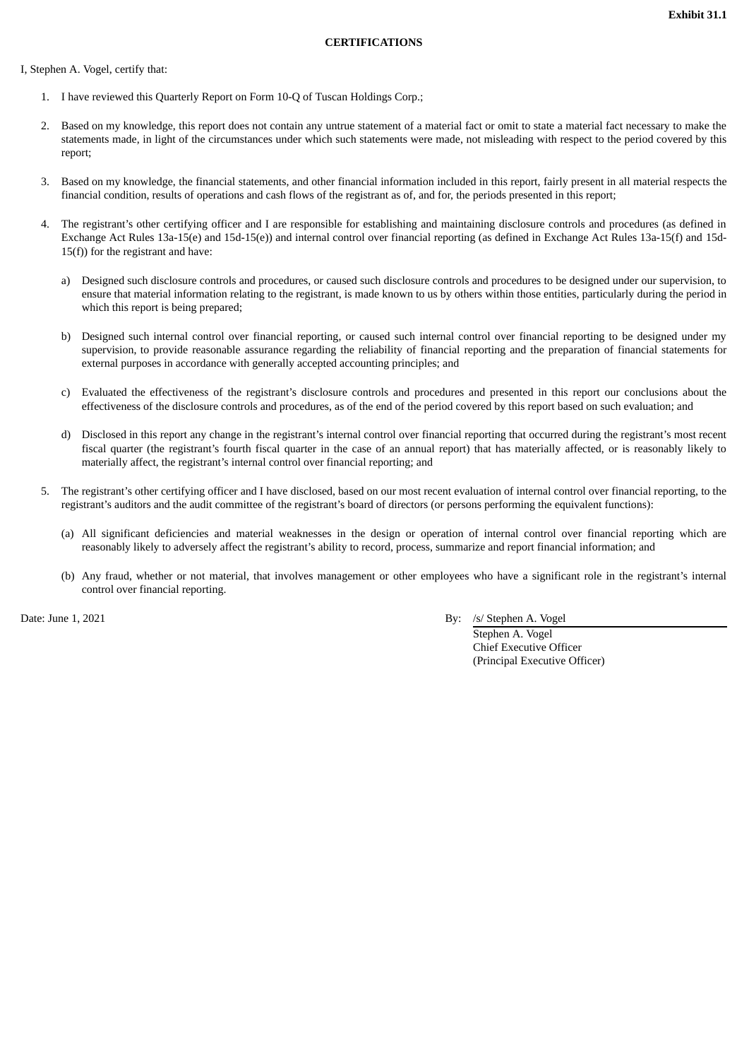**Exhibit 31.1**

**CERTIFICATIONS**

I, Stephen A. Vogel, certify that:

1. I have reviewed this Quarterly Report on Form 10-Q of Tuscan Holdings Corp.;

2. Based on my knowledge, this report does not contain any untrue statement of a material fact or omit to state a material fact necessary to make the statements made, in light of the circumstances under which such statements were made, not misleading with respect to the period covered by this report;

3. Based on my knowledge, the financial statements, and other financial information included in this report, fairly present in all material respects the financial condition, results of operations and cash flows of the registrant as of, and for, the periods presented in this report;

4. The registrant's other certifying officer and I are responsible for establishing and maintaining disclosure controls and procedures (as defined in Exchange Act Rules 13a-15(e) and 15d-15(e)) and internal control over financial reporting (as defined in Exchange Act Rules 13a-15(f) and 15d-15(f)) for the registrant and have:

   a) Designed such disclosure controls and procedures, or caused such disclosure controls and procedures to be designed under our supervision, to ensure that material information relating to the registrant, is made known to us by others within those entities, particularly during the period in which this report is being prepared;

   b) Designed such internal control over financial reporting, or caused such internal control over financial reporting to be designed under my supervision, to provide reasonable assurance regarding the reliability of financial reporting and the preparation of financial statements for external purposes in accordance with generally accepted accounting principles; and

   c) Evaluated the effectiveness of the registrant's disclosure controls and procedures and presented in this report our conclusions about the effectiveness of the disclosure controls and procedures, as of the end of the period covered by this report based on such evaluation; and

   d) Disclosed in this report any change in the registrant's internal control over financial reporting that occurred during the registrant's most recent fiscal quarter (the registrant's fourth fiscal quarter in the case of an annual report) that has materially affected, or is reasonably likely to materially affect, the registrant's internal control over financial reporting; and

5. The registrant's other certifying officer and I have disclosed, based on our most recent evaluation of internal control over financial reporting, to the registrant's auditors and the audit committee of the registrant's board of directors (or persons performing the equivalent functions):

   (a) All significant deficiencies and material weaknesses in the design or operation of internal control over financial reporting which are reasonably likely to adversely affect the registrant's ability to record, process, summarize and report financial information; and

   (b) Any fraud, whether or not material, that involves management or other employees who have a significant role in the registrant's internal control over financial reporting.

Date: June 1, 2021

By: /s/ Stephen A. Vogel
Stephen A. Vogel
Chief Executive Officer
(Principal Executive Officer)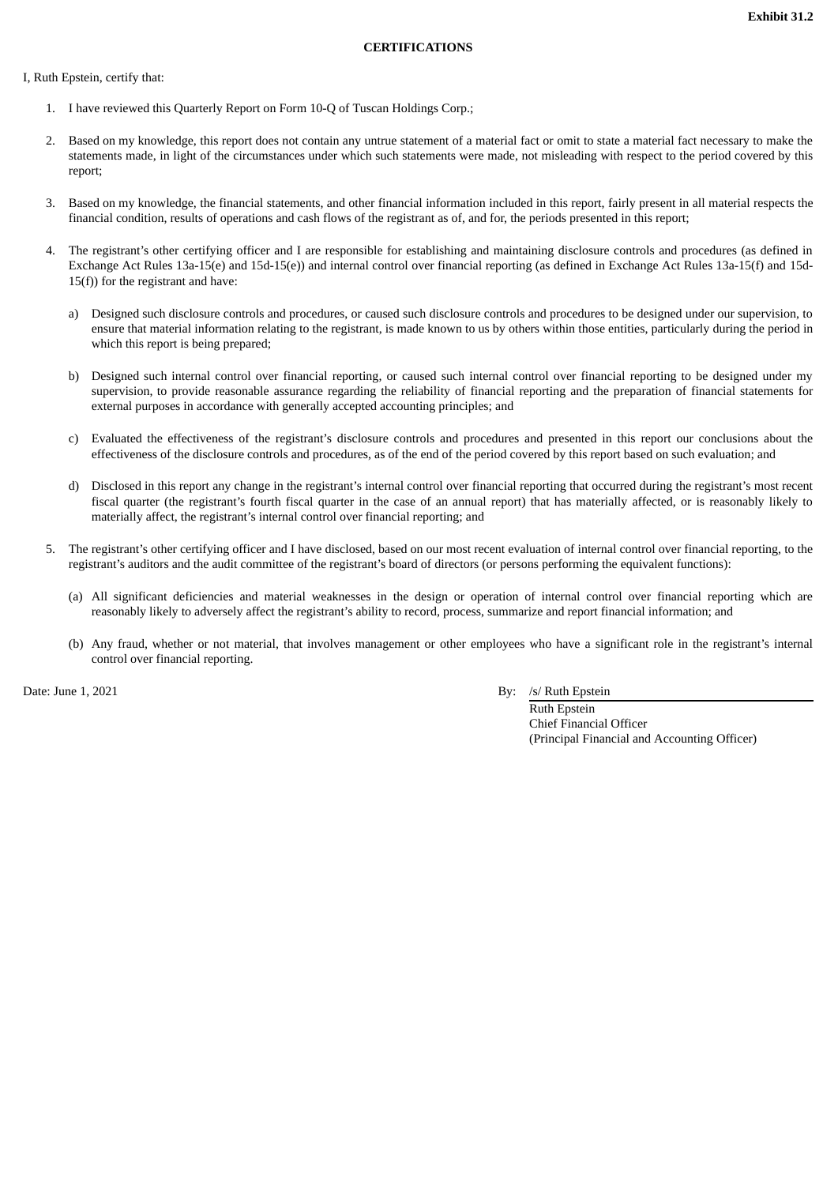**Exhibit 31.2**

**CERTIFICATIONS**

I, Ruth Epstein, certify that:

1. I have reviewed this Quarterly Report on Form 10-Q of Tuscan Holdings Corp.;

2. Based on my knowledge, this report does not contain any untrue statement of a material fact or omit to state a material fact necessary to make the statements made, in light of the circumstances under which such statements were made, not misleading with respect to the period covered by this report;

3. Based on my knowledge, the financial statements, and other financial information included in this report, fairly present in all material respects the financial condition, results of operations and cash flows of the registrant as of, and for, the periods presented in this report;

4. The registrant's other certifying officer and I are responsible for establishing and maintaining disclosure controls and procedures (as defined in Exchange Act Rules 13a-15(e) and 15d-15(e)) and internal control over financial reporting (as defined in Exchange Act Rules 13a-15(f) and 15d-15(f)) for the registrant and have:

   a) Designed such disclosure controls and procedures, or caused such disclosure controls and procedures to be designed under our supervision, to ensure that material information relating to the registrant, is made known to us by others within those entities, particularly during the period in which this report is being prepared;

   b) Designed such internal control over financial reporting, or caused such internal control over financial reporting to be designed under my supervision, to provide reasonable assurance regarding the reliability of financial reporting and the preparation of financial statements for external purposes in accordance with generally accepted accounting principles; and

   c) Evaluated the effectiveness of the registrant's disclosure controls and procedures and presented in this report our conclusions about the effectiveness of the disclosure controls and procedures, as of the end of the period covered by this report based on such evaluation; and

   d) Disclosed in this report any change in the registrant's internal control over financial reporting that occurred during the registrant's most recent fiscal quarter (the registrant's fourth fiscal quarter in the case of an annual report) that has materially affected, or is reasonably likely to materially affect, the registrant's internal control over financial reporting; and

5. The registrant's other certifying officer and I have disclosed, based on our most recent evaluation of internal control over financial reporting, to the registrant's auditors and the audit committee of the registrant's board of directors (or persons performing the equivalent functions):

   (a) All significant deficiencies and material weaknesses in the design or operation of internal control over financial reporting which are reasonably likely to adversely affect the registrant's ability to record, process, summarize and report financial information; and

   (b) Any fraud, whether or not material, that involves management or other employees who have a significant role in the registrant's internal control over financial reporting.

Date: June 1, 2021

By: /s/ Ruth Epstein
Ruth Epstein
Chief Financial Officer
(Principal Financial and Accounting Officer)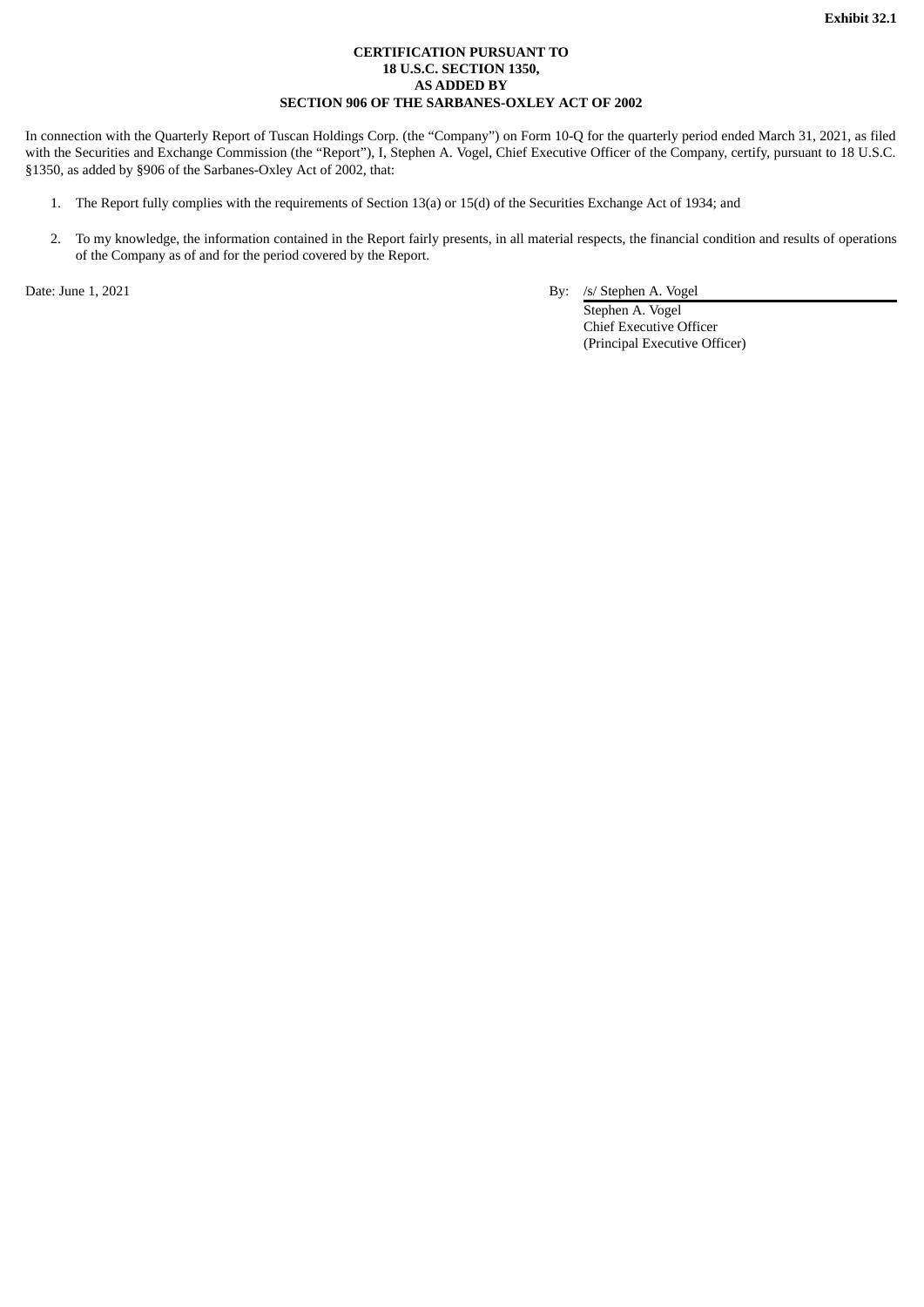**Exhibit 32.1**

**CERTIFICATION PURSUANT TO**
**18 U.S.C. SECTION 1350,**
**AS ADDED BY**
**SECTION 906 OF THE SARBANES-OXLEY ACT OF 2002**

In connection with the Quarterly Report of Tuscan Holdings Corp. (the "Company") on Form 10-Q for the quarterly period ended March 31, 2021, as filed with the Securities and Exchange Commission (the "Report"), I, Stephen A. Vogel, Chief Executive Officer of the Company, certify, pursuant to 18 U.S.C. §1350, as added by §906 of the Sarbanes-Oxley Act of 2002, that:

1. The Report fully complies with the requirements of Section 13(a) or 15(d) of the Securities Exchange Act of 1934; and

2. To my knowledge, the information contained in the Report fairly presents, in all material respects, the financial condition and results of operations of the Company as of and for the period covered by the Report.

Date: June 1, 2021

By: /s/ Stephen A. Vogel
Stephen A. Vogel
Chief Executive Officer
(Principal Executive Officer)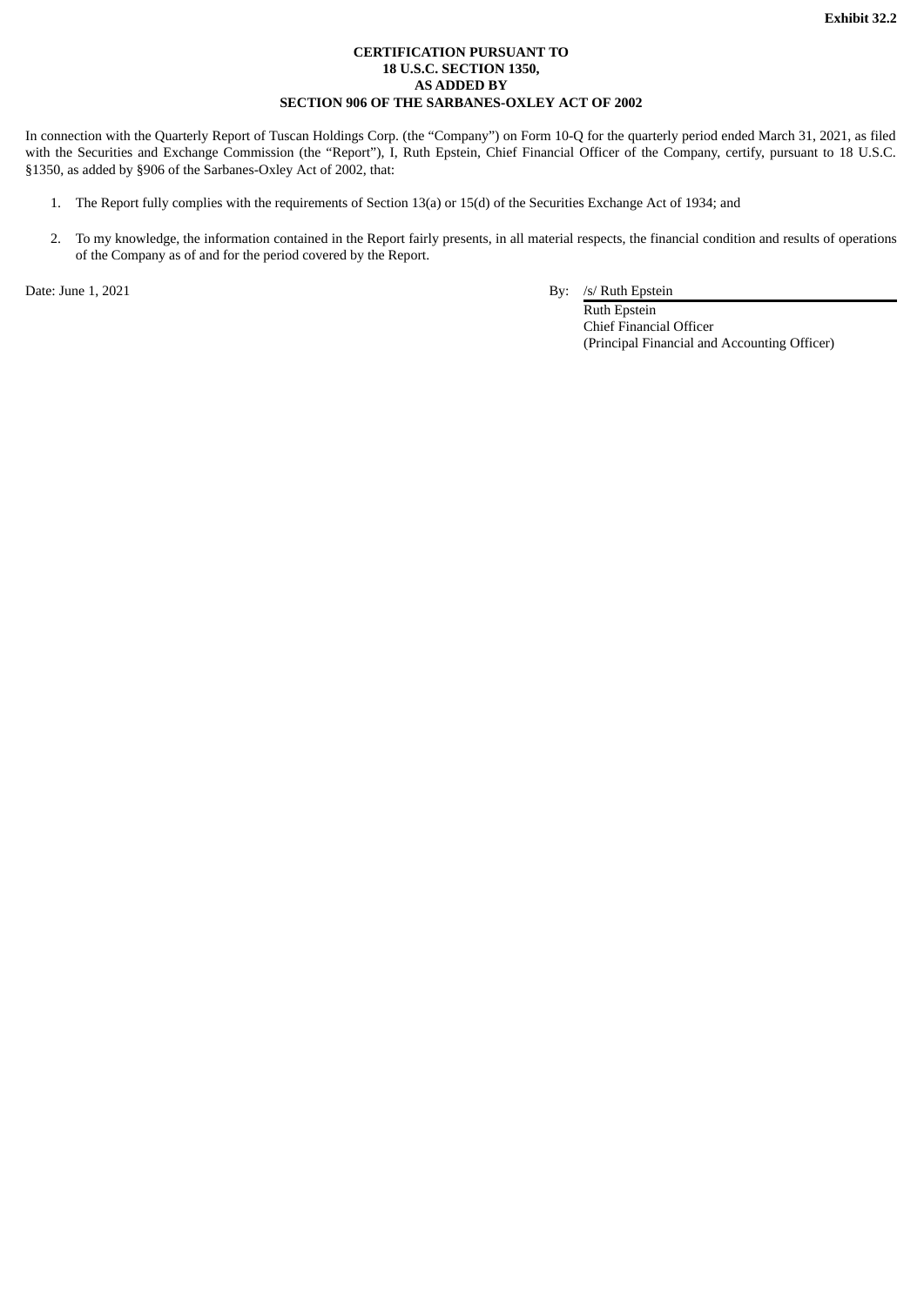**Exhibit 32.2**

**CERTIFICATION PURSUANT TO**
**18 U.S.C. SECTION 1350,**
**AS ADDED BY**
**SECTION 906 OF THE SARBANES-OXLEY ACT OF 2002**

In connection with the Quarterly Report of Tuscan Holdings Corp. (the "Company") on Form 10-Q for the quarterly period ended March 31, 2021, as filed with the Securities and Exchange Commission (the "Report"), I, Ruth Epstein, Chief Financial Officer of the Company, certify, pursuant to 18 U.S.C. §1350, as added by §906 of the Sarbanes-Oxley Act of 2002, that:

1. The Report fully complies with the requirements of Section 13(a) or 15(d) of the Securities Exchange Act of 1934; and

2. To my knowledge, the information contained in the Report fairly presents, in all material respects, the financial condition and results of operations of the Company as of and for the period covered by the Report.

Date: June 1, 2021

By: /s/ Ruth Epstein
Ruth Epstein
Chief Financial Officer
(Principal Financial and Accounting Officer)